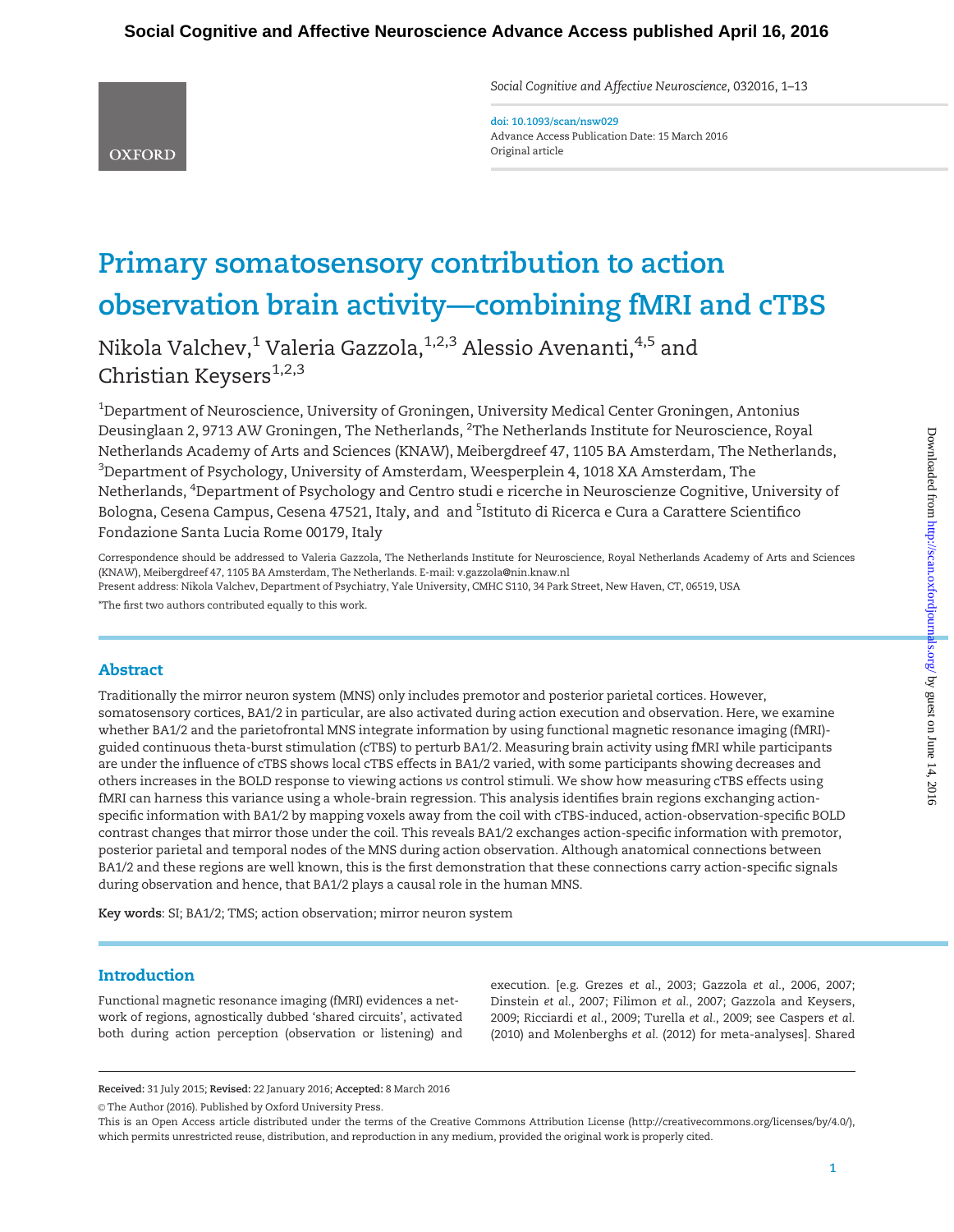# Primary somatosensory contribution to action observation brain activity—combining fMRI and cTBS

Nikola Valchev,[1] Valeria Gazzola,[1,2,3] Alessio Avenanti,[4,5] and Christian Keysers[1,2,3]

[1]Department of Neuroscience, University of Groningen, University Medical Center Groningen, Antonius Deusinglaan 2, 9713 AW Groningen, The Netherlands, [2]The Netherlands Institute for Neuroscience, Royal Netherlands Academy of Arts and Sciences (KNAW), Meibergdreef 47, 1105 BA Amsterdam, The Netherlands, [3]Department of Psychology, University of Amsterdam, Weesperplein 4, 1018 XA Amsterdam, The Netherlands, [4]Department of Psychology and Centro studi e ricerche in Neuroscienze Cognitive, University of Bologna, Cesena Campus, Cesena 47521, Italy, and and [5]Istituto di Ricerca e Cura a Carattere Scientifico Fondazione Santa Lucia Rome 00179, Italy

Correspondence should be addressed to Valeria Gazzola, The Netherlands Institute for Neuroscience, Royal Netherlands Academy of Arts and Sciences (KNAW), Meibergdreef 47, 1105 BA Amsterdam, The Netherlands. E-mail: v.gazzola@nin.knaw.nl

Present address: Nikola Valchev, Department of Psychiatry, Yale University, CMHC S110, 34 Park Street, New Haven, CT, 06519, USA

*The first two authors contributed equally to this work.

## Abstract

Traditionally the mirror neuron system (MNS) only includes premotor and posterior parietal cortices. However, somatosensory cortices, BA1/2 in particular, are also activated during action execution and observation. Here, we examine whether BA1/2 and the parietofrontal MNS integrate information by using functional magnetic resonance imaging (fMRI)-guided continuous theta-burst stimulation (cTBS) to perturb BA1/2. Measuring brain activity using fMRI while participants are under the influence of cTBS shows local cTBS effects in BA1/2 varied, with some participants showing decreases and others increases in the BOLD response to viewing actions *vs* control stimuli. We show how measuring cTBS effects using fMRI can harness this variance using a whole-brain regression. This analysis identifies brain regions exchanging action-specific information with BA1/2 by mapping voxels away from the coil with cTBS-induced, action-observation-specific BOLD contrast changes that mirror those under the coil. This reveals BA1/2 exchanges action-specific information with premotor, posterior parietal and temporal nodes of the MNS during action observation. Although anatomical connections between BA1/2 and these regions are well known, this is the first demonstration that these connections carry action-specific signals during observation and hence, that BA1/2 plays a causal role in the human MNS.

**Key words**: SI; BA1/2; TMS; action observation; mirror neuron system

## Introduction

Functional magnetic resonance imaging (fMRI) evidences a network of regions, agnostically dubbed 'shared circuits', activated both during action perception (observation or listening) and execution. [e.g. Grezes *et al.*, 2003; Gazzola *et al.*, 2006, 2007; Dinstein *et al.*, 2007; Filimon *et al.*, 2007; Gazzola and Keysers, 2009; Ricciardi *et al.*, 2009; Turella *et al.*, 2009; see Caspers *et al.* (2010) and Molenberghs *et al.* (2012) for meta-analyses]. Shared

**Received:** 31 July 2015; **Revised:** 22 January 2016; **Accepted:** 8 March 2016

© The Author (2016). Published by Oxford University Press.

This is an Open Access article distributed under the terms of the Creative Commons Attribution License (http://creativecommons.org/licenses/by/4.0/), which permits unrestricted reuse, distribution, and reproduction in any medium, provided the original work is properly cited.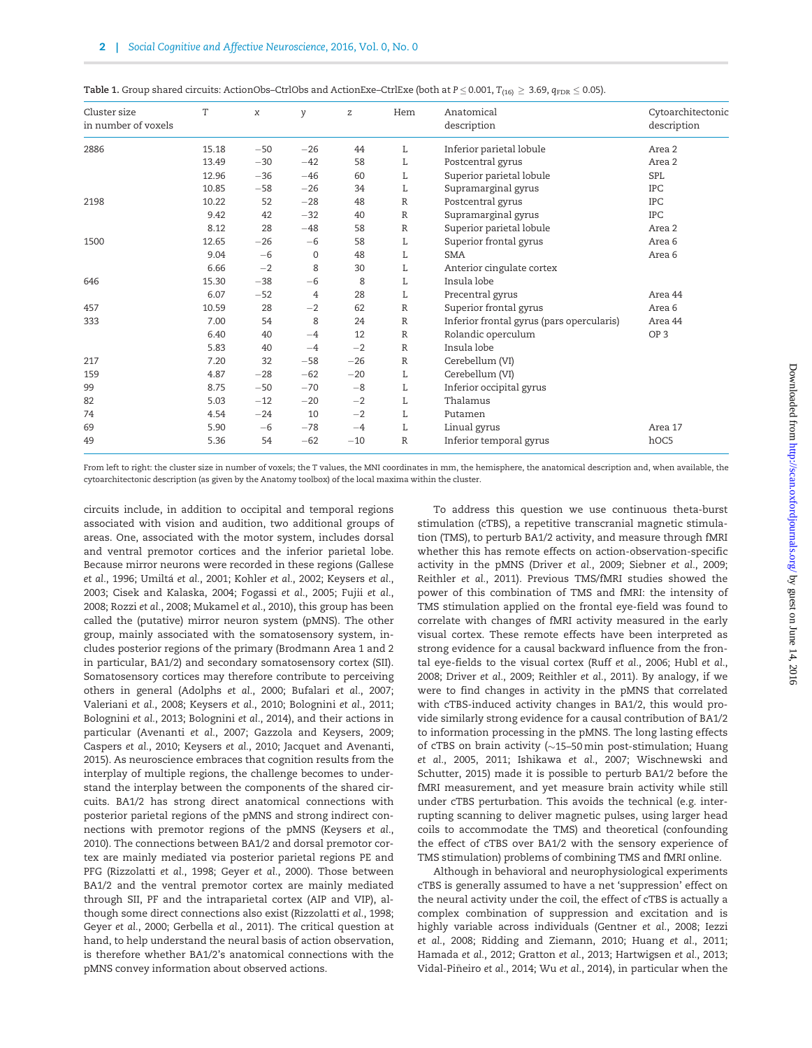**Table 1.** Group shared circuits: ActionObs–CtrlObs and ActionExe–CtrlExe (both at $P \leq 0.001$, $T_{(16)} \geq 3.69$, $q_{FDR} \leq 0.05$).

| Cluster size in number of voxels | T | x | y | z | Hem | Anatomical description | Cytoarchitectonic description |
|---|---|---|---|---|---|---|---|
| 2886 | 15.18 | −50 | −26 | 44 | L | Inferior parietal lobule | Area 2 |
| | 13.49 | −30 | −42 | 58 | L | Postcentral gyrus | Area 2 |
| | 12.96 | −36 | −46 | 60 | L | Superior parietal lobule | SPL |
| | 10.85 | −58 | −26 | 34 | L | Supramarginal gyrus | IPC |
| 2198 | 10.22 | 52 | −28 | 48 | R | Postcentral gyrus | IPC |
| | 9.42 | 42 | −32 | 40 | R | Supramarginal gyrus | IPC |
| | 8.12 | 28 | −48 | 58 | R | Superior parietal lobule | Area 2 |
| 1500 | 12.65 | −26 | −6 | 58 | L | Superior frontal gyrus | Area 6 |
| | 9.04 | −6 | 0 | 48 | L | SMA | Area 6 |
| | 6.66 | −2 | 8 | 30 | L | Anterior cingulate cortex | |
| 646 | 15.30 | −38 | −6 | 8 | L | Insula lobe | |
| | 6.07 | −52 | 4 | 28 | L | Precentral gyrus | Area 44 |
| 457 | 10.59 | 28 | −2 | 62 | R | Superior frontal gyrus | Area 6 |
| 333 | 7.00 | 54 | 8 | 24 | R | Inferior frontal gyrus (pars opercularis) | Area 44 |
| | 6.40 | 40 | −4 | 12 | R | Rolandic operculum | OP 3 |
| | 5.83 | 40 | −4 | −2 | R | Insula lobe | |
| 217 | 7.20 | 32 | −58 | −26 | R | Cerebellum (VI) | |
| 159 | 4.87 | −28 | −62 | −20 | L | Cerebellum (VI) | |
| 99 | 8.75 | −50 | −70 | −8 | L | Inferior occipital gyrus | |
| 82 | 5.03 | −12 | −20 | −2 | L | Thalamus | |
| 74 | 4.54 | −24 | 10 | −2 | L | Putamen | |
| 69 | 5.90 | −6 | −78 | −4 | L | Linual gyrus | Area 17 |
| 49 | 5.36 | 54 | −62 | −10 | R | Inferior temporal gyrus | hOC5 |

From left to right: the cluster size in number of voxels; the T values, the MNI coordinates in mm, the hemisphere, the anatomical description and, when available, the cytoarchitectonic description (as given by the Anatomy toolbox) of the local maxima within the cluster.

circuits include, in addition to occipital and temporal regions associated with vision and audition, two additional groups of areas. One, associated with the motor system, includes dorsal and ventral premotor cortices and the inferior parietal lobe. Because mirror neurons were recorded in these regions (Gallese *et al.*, 1996; Umiltá *et al.*, 2001; Kohler *et al.*, 2002; Keysers *et al.*, 2003; Cisek and Kalaska, 2004; Fogassi *et al.*, 2005; Fujii *et al.*, 2008; Rozzi *et al.*, 2008; Mukamel *et al.*, 2010), this group has been called the (putative) mirror neuron system (pMNS). The other group, mainly associated with the somatosensory system, includes posterior regions of the primary (Brodmann Area 1 and 2 in particular, BA1/2) and secondary somatosensory cortex (SII). Somatosensory cortices may therefore contribute to perceiving others in general (Adolphs *et al.*, 2000; Bufalari *et al.*, 2007; Valeriani *et al.*, 2008; Keysers *et al.*, 2010; Bolognini *et al.*, 2011; Bolognini *et al.*, 2013; Bolognini *et al.*, 2014), and their actions in particular (Avenanti *et al.*, 2007; Gazzola and Keysers, 2009; Caspers *et al.*, 2010; Keysers *et al.*, 2010; Jacquet and Avenanti, 2015). As neuroscience embraces that cognition results from the interplay of multiple regions, the challenge becomes to understand the interplay between the components of the shared circuits. BA1/2 has strong direct anatomical connections with posterior parietal regions of the pMNS and strong indirect connections with premotor regions of the pMNS (Keysers *et al.*, 2010). The connections between BA1/2 and dorsal premotor cortex are mainly mediated via posterior parietal regions PE and PFG (Rizzolatti *et al.*, 1998; Geyer *et al.*, 2000). Those between BA1/2 and the ventral premotor cortex are mainly mediated through SII, PF and the intraparietal cortex (AIP and VIP), although some direct connections also exist (Rizzolatti *et al.*, 1998; Geyer *et al.*, 2000; Gerbella *et al.*, 2011). The critical question at hand, to help understand the neural basis of action observation, is therefore whether BA1/2's anatomical connections with the pMNS convey information about observed actions.

To address this question we use continuous theta-burst stimulation (cTBS), a repetitive transcranial magnetic stimulation (TMS), to perturb BA1/2 activity, and measure through fMRI whether this has remote effects on action-observation-specific activity in the pMNS (Driver *et al.*, 2009; Siebner *et al.*, 2009; Reithler *et al.*, 2011). Previous TMS/fMRI studies showed the power of this combination of TMS and fMRI: the intensity of TMS stimulation applied on the frontal eye-field was found to correlate with changes of fMRI activity measured in the early visual cortex. These remote effects have been interpreted as strong evidence for a causal backward influence from the frontal eye-fields to the visual cortex (Ruff *et al.*, 2006; Hubl *et al.*, 2008; Driver *et al.*, 2009; Reithler *et al.*, 2011). By analogy, if we were to find changes in activity in the pMNS that correlated with cTBS-induced activity changes in BA1/2, this would provide similarly strong evidence for a causal contribution of BA1/2 to information processing in the pMNS. The long lasting effects of cTBS on brain activity (∼15–50 min post-stimulation; Huang *et al.*, 2005, 2011; Ishikawa *et al.*, 2007; Wischnewski and Schutter, 2015) made it possible to perturb BA1/2 before the fMRI measurement, and yet measure brain activity while still under cTBS perturbation. This avoids the technical (e.g. interrupting scanning to deliver magnetic pulses, using larger head coils to accommodate the TMS) and theoretical (confounding the effect of cTBS over BA1/2 with the sensory experience of TMS stimulation) problems of combining TMS and fMRI online.

Although in behavioral and neurophysiological experiments cTBS is generally assumed to have a net 'suppression' effect on the neural activity under the coil, the effect of cTBS is actually a complex combination of suppression and excitation and is highly variable across individuals (Gentner *et al.*, 2008; Iezzi *et al.*, 2008; Ridding and Ziemann, 2010; Huang *et al.*, 2011; Hamada *et al.*, 2012; Gratton *et al.*, 2013; Hartwigsen *et al.*, 2013; Vidal-Piñeiro *et al.*, 2014; Wu *et al.*, 2014), in particular when the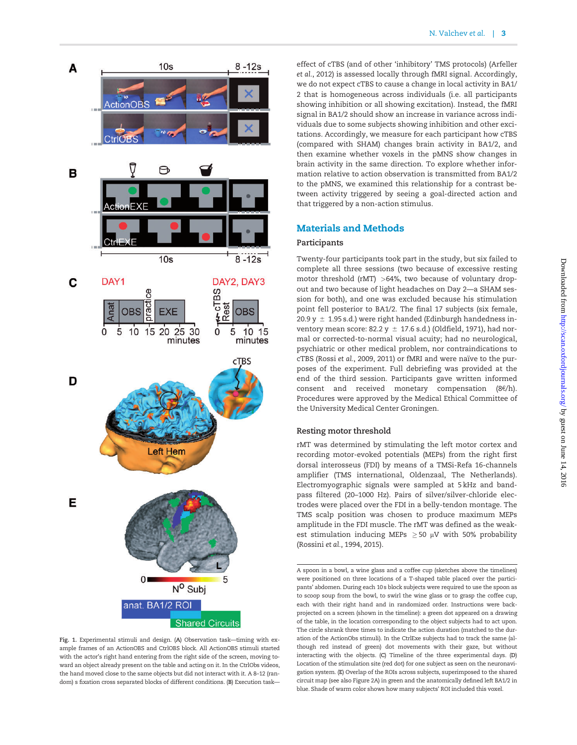effect of cTBS (and of other 'inhibitory' TMS protocols) (Arfeller *et al.*, 2012) is assessed locally through fMRI signal. Accordingly, we do not expect cTBS to cause a change in local activity in BA1/2 that is homogeneous across individuals (i.e. all participants showing inhibition or all showing excitation). Instead, the fMRI signal in BA1/2 should show an increase in variance across individuals due to some subjects showing inhibition and other excitations. Accordingly, we measure for each participant how cTBS (compared with SHAM) changes brain activity in BA1/2, and then examine whether voxels in the pMNS show changes in brain activity in the same direction. To explore whether information relative to action observation is transmitted from BA1/2 to the pMNS, we examined this relationship for a contrast between activity triggered by seeing a goal-directed action and that triggered by a non-action stimulus.

## Materials and Methods

### Participants

Twenty-four participants took part in the study, but six failed to complete all three sessions (two because of excessive resting motor threshold (rMT) >64%, two because of voluntary drop-out and two because of light headaches on Day 2—a SHAM session for both), and one was excluded because his stimulation point fell posterior to BA1/2. The final 17 subjects (six female, 20.9 y ± 1.95 s.d.) were right handed (Edinburgh handedness inventory mean score: 82.2 y ± 17.6 s.d.) (Oldfield, 1971), had normal or corrected-to-normal visual acuity; had no neurological, psychiatric or other medical problem, nor contraindications to cTBS (Rossi *et al.*, 2009, 2011) or fMRI and were naïve to the purposes of the experiment. Full debriefing was provided at the end of the third session. Participants gave written informed consent and received monetary compensation (8€/h). Procedures were approved by the Medical Ethical Committee of the University Medical Center Groningen.

### Resting motor threshold

rMT was determined by stimulating the left motor cortex and recording motor-evoked potentials (MEPs) from the right first dorsal interosseus (FDI) by means of a TMSi-Refa 16-channels amplifier (TMS international, Oldenzaal, The Netherlands). Electromyographic signals were sampled at 5 kHz and band-pass filtered (20–1000 Hz). Pairs of silver/silver-chloride electrodes were placed over the FDI in a belly-tendon montage. The TMS scalp position was chosen to produce maximum MEPs amplitude in the FDI muscle. The rMT was defined as the weakest stimulation inducing MEPs ≥50 μV with 50% probability (Rossini *et al.*, 1994, 2015).

Fig. 1. Experimental stimuli and design. (A) Observation task—timing with example frames of an ActionOBS and CtrlOBS block. All ActionOBS stimuli started with the actor's right hand entering from the right side of the screen, moving toward an object already present on the table and acting on it. In the CtrlObs videos, the hand moved close to the same objects but did not interact with it. A 8–12 (random) s fixation cross separated blocks of different conditions. (B) Execution task—A spoon in a bowl, a wine glass and a coffee cup (sketches above the timelines) were positioned on three locations of a T-shaped table placed over the participants' abdomen. During each 10 s block subjects were required to use the spoon as to scoop soup from the bowl, to swirl the wine glass or to grasp the coffee cup, each with their right hand and in randomized order. Instructions were back-projected on a screen (shown in the timeline): a green dot appeared on a drawing of the table, in the location corresponding to the object subjects had to act upon. The circle shrank three times to indicate the action duration (matched to the duration of the ActionObs stimuli). In the CtrlExe subjects had to track the same (although red instead of green) dot movements with their gaze, but without interacting with the objects. (C) Timeline of the three experimental days. (D) Location of the stimulation site (red dot) for one subject as seen on the neuronavigation system. (E) Overlap of the ROIs across subjects, superimposed to the shared circuit map (see also Figure 2A) in green and the anatomically defined left BA1/2 in blue. Shade of warm color shows how many subjects' ROI included this voxel.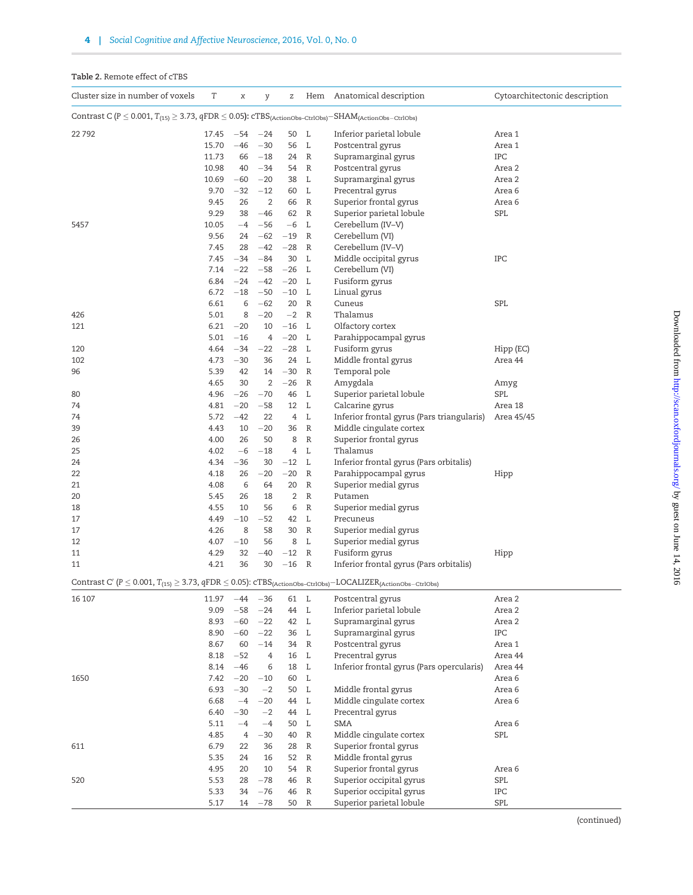Table 2. Remote effect of cTBS

| Cluster size in number of voxels | T | x | y | z | Hem | Anatomical description | Cytoarchitectonic description |
|---|---|---|---|---|---|---|---|
| Contrast C ($P \leq 0.001$, $T_{(15)} \geq 3.73$, $q\text{FDR} \leq 0.05$): $\text{cTBS}_{(\text{ActionObs}-\text{CtrlObs})}-\text{SHAM}_{(\text{ActionObs}-\text{CtrlObs})}$ | | | | | | | |
| 22 792 | 17.45 | −54 | −24 | 50 | L | Inferior parietal lobule | Area 1 |
| | 15.70 | −46 | −30 | 56 | L | Postcentral gyrus | Area 1 |
| | 11.73 | 66 | −18 | 24 | R | Supramarginal gyrus | IPC |
| | 10.98 | 40 | −34 | 54 | R | Postcentral gyrus | Area 2 |
| | 10.69 | −60 | −20 | 38 | L | Supramarginal gyrus | Area 2 |
| | 9.70 | −32 | −12 | 60 | L | Precentral gyrus | Area 6 |
| | 9.45 | 26 | 2 | 66 | R | Superior frontal gyrus | Area 6 |
| | 9.29 | 38 | −46 | 62 | R | Superior parietal lobule | SPL |
| 5457 | 10.05 | −4 | −56 | −6 | L | Cerebellum (IV–V) | |
| | 9.56 | 24 | −62 | −19 | R | Cerebellum (VI) | |
| | 7.45 | 28 | −42 | −28 | R | Cerebellum (IV–V) | |
| | 7.45 | −34 | −84 | 30 | L | Middle occipital gyrus | IPC |
| | 7.14 | −22 | −58 | −26 | L | Cerebellum (VI) | |
| | 6.84 | −24 | −42 | −20 | L | Fusiform gyrus | |
| | 6.72 | −18 | −50 | −10 | L | Linual gyrus | |
| | 6.61 | 6 | −62 | 20 | R | Cuneus | SPL |
| 426 | 5.01 | 8 | −20 | −2 | R | Thalamus | |
| 121 | 6.21 | −20 | 10 | −16 | L | Olfactory cortex | |
| | 5.01 | −16 | 4 | −20 | L | Parahippocampal gyrus | |
| 120 | 4.64 | −34 | −22 | −28 | L | Fusiform gyrus | Hipp (EC) |
| 102 | 4.73 | −30 | 36 | 24 | L | Middle frontal gyrus | Area 44 |
| 96 | 5.39 | 42 | 14 | −30 | R | Temporal pole | |
| | 4.65 | 30 | 2 | −26 | R | Amygdala | Amyg |
| 80 | 4.96 | −26 | −70 | 46 | L | Superior parietal lobule | SPL |
| 74 | 4.81 | −20 | −58 | 12 | L | Calcarine gyrus | Area 18 |
| 74 | 5.72 | −42 | 22 | 4 | L | Inferior frontal gyrus (Pars triangularis) | Area 45/45 |
| 39 | 4.43 | 10 | −20 | 36 | R | Middle cingulate cortex | |
| 26 | 4.00 | 26 | 50 | 8 | R | Superior frontal gyrus | |
| 25 | 4.02 | −6 | −18 | 4 | L | Thalamus | |
| 24 | 4.34 | −36 | 30 | −12 | L | Inferior frontal gyrus (Pars orbitalis) | |
| 22 | 4.18 | 26 | −20 | −20 | R | Parahippocampal gyrus | Hipp |
| 21 | 4.08 | 6 | 64 | 20 | R | Superior medial gyrus | |
| 20 | 5.45 | 26 | 18 | 2 | R | Putamen | |
| 18 | 4.55 | 10 | 56 | 6 | R | Superior medial gyrus | |
| 17 | 4.49 | −10 | −52 | 42 | L | Precuneus | |
| 17 | 4.26 | 8 | 58 | 30 | R | Superior medial gyrus | |
| 12 | 4.07 | −10 | 56 | 8 | L | Superior medial gyrus | |
| 11 | 4.29 | 32 | −40 | −12 | R | Fusiform gyrus | Hipp |
| 11 | 4.21 | 36 | 30 | −16 | R | Inferior frontal gyrus (Pars orbitalis) | |
| Contrast C′ ($P \leq 0.001$, $T_{(15)} \geq 3.73$, $q\text{FDR} \leq 0.05$): $\text{cTBS}_{(\text{ActionObs}-\text{CtrlObs})}-\text{LOCALIZER}_{(\text{ActionObs}-\text{CtrlObs})}$ | | | | | | | |
| 16 107 | 11.97 | −44 | −36 | 61 | L | Postcentral gyrus | Area 2 |
| | 9.09 | −58 | −24 | 44 | L | Inferior parietal lobule | Area 2 |
| | 8.93 | −60 | −22 | 42 | L | Supramarginal gyrus | Area 2 |
| | 8.90 | −60 | −22 | 36 | L | Supramarginal gyrus | IPC |
| | 8.67 | 60 | −14 | 34 | R | Postcentral gyrus | Area 1 |
| | 8.18 | −52 | 4 | 16 | L | Precentral gyrus | Area 44 |
| | 8.14 | −46 | 6 | 18 | L | Inferior frontal gyrus (Pars opercularis) | Area 44 |
| 1650 | 7.42 | −20 | −10 | 60 | L | | Area 6 |
| | 6.93 | −30 | −2 | 50 | L | Middle frontal gyrus | Area 6 |
| | 6.68 | −4 | −20 | 44 | L | Middle cingulate cortex | Area 6 |
| | 6.40 | −30 | −2 | 44 | L | Precentral gyrus | |
| | 5.11 | −4 | −4 | 50 | L | SMA | Area 6 |
| | 4.85 | 4 | −30 | 40 | R | Middle cingulate cortex | SPL |
| 611 | 6.79 | 22 | 36 | 28 | R | Superior frontal gyrus | |
| | 5.35 | 24 | 16 | 52 | R | Middle frontal gyrus | |
| | 4.95 | 20 | 10 | 54 | R | Superior frontal gyrus | Area 6 |
| 520 | 5.53 | 28 | −78 | 46 | R | Superior occipital gyrus | SPL |
| | 5.33 | 34 | −76 | 46 | R | Superior occipital gyrus | IPC |
| | 5.17 | 14 | −78 | 50 | R | Superior parietal lobule | SPL |

(continued)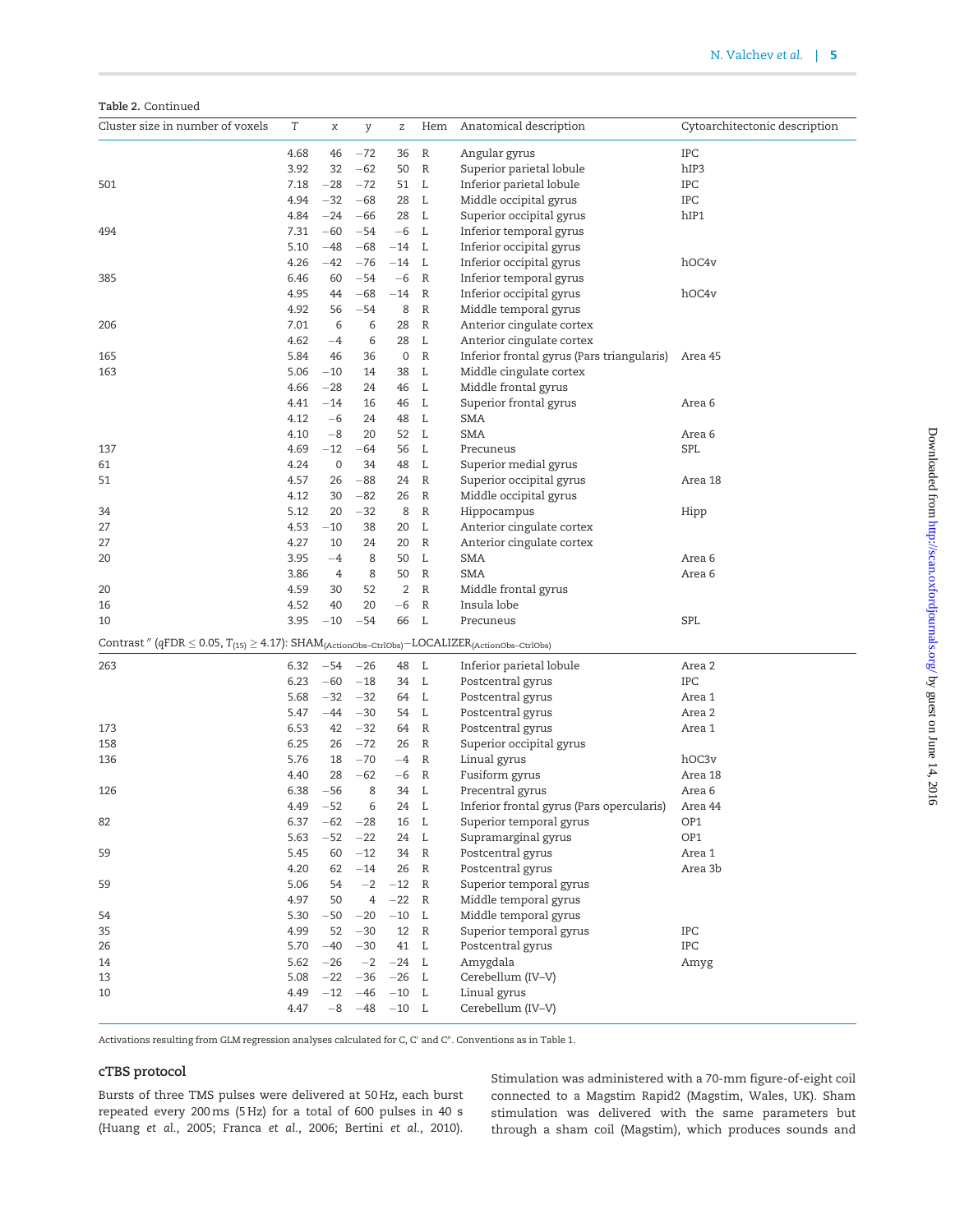Table 2. Continued

| Cluster size in number of voxels | T | x | y | z | Hem | Anatomical description | Cytoarchitectonic description |
|---|---|---|---|---|---|---|---|
| | 4.68 | 46 | −72 | 36 | R | Angular gyrus | IPC |
| | 3.92 | 32 | −62 | 50 | R | Superior parietal lobule | hIP3 |
| 501 | 7.18 | −28 | −72 | 51 | L | Inferior parietal lobule | IPC |
| | 4.94 | −32 | −68 | 28 | L | Middle occipital gyrus | IPC |
| | 4.84 | −24 | −66 | 28 | L | Superior occipital gyrus | hIP1 |
| 494 | 7.31 | −60 | −54 | −6 | L | Inferior temporal gyrus | |
| | 5.10 | −48 | −68 | −14 | L | Inferior occipital gyrus | |
| | 4.26 | −42 | −76 | −14 | L | Inferior occipital gyrus | hOC4v |
| 385 | 6.46 | 60 | −54 | −6 | R | Inferior temporal gyrus | |
| | 4.95 | 44 | −68 | −14 | R | Inferior occipital gyrus | hOC4v |
| | 4.92 | 56 | −54 | 8 | R | Middle temporal gyrus | |
| 206 | 7.01 | 6 | 6 | 28 | R | Anterior cingulate cortex | |
| | 4.62 | −4 | 6 | 28 | L | Anterior cingulate cortex | |
| 165 | 5.84 | 46 | 36 | 0 | R | Inferior frontal gyrus (Pars triangularis) | Area 45 |
| 163 | 5.06 | −10 | 14 | 38 | L | Middle cingulate cortex | |
| | 4.66 | −28 | 24 | 46 | L | Middle frontal gyrus | |
| | 4.41 | −14 | 16 | 46 | L | Superior frontal gyrus | Area 6 |
| | 4.12 | −6 | 24 | 48 | L | SMA | |
| | 4.10 | −8 | 20 | 52 | L | SMA | Area 6 |
| 137 | 4.69 | −12 | −64 | 56 | L | Precuneus | SPL |
| 61 | 4.24 | 0 | 34 | 48 | L | Superior medial gyrus | |
| 51 | 4.57 | 26 | −88 | 24 | R | Superior occipital gyrus | Area 18 |
| | 4.12 | 30 | −82 | 26 | R | Middle occipital gyrus | |
| 34 | 5.12 | 20 | −32 | 8 | R | Hippocampus | Hipp |
| 27 | 4.53 | −10 | 38 | 20 | L | Anterior cingulate cortex | |
| 27 | 4.27 | 10 | 24 | 20 | R | Anterior cingulate cortex | |
| 20 | 3.95 | −4 | 8 | 50 | L | SMA | Area 6 |
| | 3.86 | 4 | 8 | 50 | R | SMA | Area 6 |
| 20 | 4.59 | 30 | 52 | 2 | R | Middle frontal gyrus | |
| 16 | 4.52 | 40 | 20 | −6 | R | Insula lobe | |
| 10 | 3.95 | −10 | −54 | 66 | L | Precuneus | SPL |
| Contrast ″ ($qFDR \leq 0.05$, $T_{(15)} \geq 4.17$): $SHAM_{(ActionObs-CtrlObs)}-LOCALIZER_{(ActionObs-CtrlObs)}$ | | | | | | | |
| 263 | 6.32 | −54 | −26 | 48 | L | Inferior parietal lobule | Area 2 |
| | 6.23 | −60 | −18 | 34 | L | Postcentral gyrus | IPC |
| | 5.68 | −32 | −32 | 64 | L | Postcentral gyrus | Area 1 |
| | 5.47 | −44 | −30 | 54 | L | Postcentral gyrus | Area 2 |
| 173 | 6.53 | 42 | −32 | 64 | R | Postcentral gyrus | Area 1 |
| 158 | 6.25 | 26 | −72 | 26 | R | Superior occipital gyrus | |
| 136 | 5.76 | 18 | −70 | −4 | R | Linual gyrus | hOC3v |
| | 4.40 | 28 | −62 | −6 | R | Fusiform gyrus | Area 18 |
| 126 | 6.38 | −56 | 8 | 34 | L | Precentral gyrus | Area 6 |
| | 4.49 | −52 | 6 | 24 | L | Inferior frontal gyrus (Pars opercularis) | Area 44 |
| 82 | 6.37 | −62 | −28 | 16 | L | Superior temporal gyrus | OP1 |
| | 5.63 | −52 | −22 | 24 | L | Supramarginal gyrus | OP1 |
| 59 | 5.45 | 60 | −12 | 34 | R | Postcentral gyrus | Area 1 |
| | 4.20 | 62 | −14 | 26 | R | Postcentral gyrus | Area 3b |
| 59 | 5.06 | 54 | −2 | −12 | R | Superior temporal gyrus | |
| | 4.97 | 50 | 4 | −22 | R | Middle temporal gyrus | |
| 54 | 5.30 | −50 | −20 | −10 | L | Middle temporal gyrus | |
| 35 | 4.99 | 52 | −30 | 12 | R | Superior temporal gyrus | IPC |
| 26 | 5.70 | −40 | −30 | 41 | L | Postcentral gyrus | IPC |
| 14 | 5.62 | −26 | −2 | −24 | L | Amygdala | Amyg |
| 13 | 5.08 | −22 | −36 | −26 | L | Cerebellum (IV–V) | |
| 10 | 4.49 | −12 | −46 | −10 | L | Linual gyrus | |
| | 4.47 | −8 | −48 | −10 | L | Cerebellum (IV–V) | |

Activations resulting from GLM regression analyses calculated for C, C′ and C″. Conventions as in Table 1.

## cTBS protocol

Bursts of three TMS pulses were delivered at 50 Hz, each burst repeated every 200 ms (5 Hz) for a total of 600 pulses in 40 s (Huang *et al.*, 2005; Franca *et al.*, 2006; Bertini *et al.*, 2010). Stimulation was administered with a 70-mm figure-of-eight coil connected to a Magstim Rapid2 (Magstim, Wales, UK). Sham stimulation was delivered with the same parameters but through a sham coil (Magstim), which produces sounds and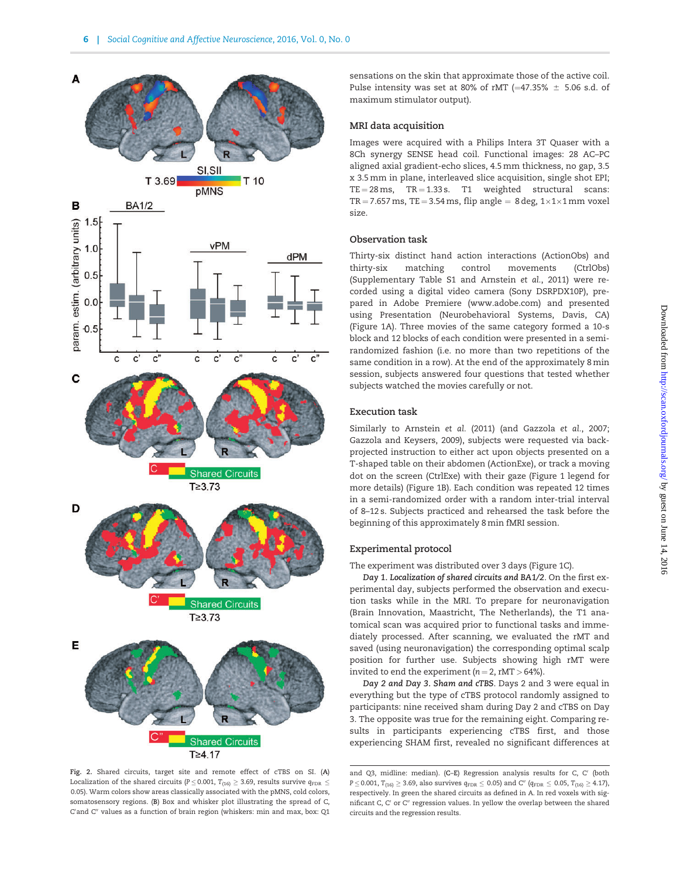sensations on the skin that approximate those of the active coil. Pulse intensity was set at 80% of rMT (=47.35% ± 5.06 s.d. of maximum stimulator output).

### MRI data acquisition

Images were acquired with a Philips Intera 3T Quaser with a 8Ch synergy SENSE head coil. Functional images: 28 AC–PC aligned axial gradient-echo slices, 4.5 mm thickness, no gap, 3.5 x 3.5 mm in plane, interleaved slice acquisition, single shot EPI; TE = 28 ms, TR = 1.33 s. T1 weighted structural scans: TR = 7.657 ms, TE = 3.54 ms, flip angle = 8 deg, 1×1×1 mm voxel size.

### Observation task

Thirty-six distinct hand action interactions (ActionObs) and thirty-six matching control movements (CtrlObs) (Supplementary Table S1 and Arnstein *et al.*, 2011) were recorded using a digital video camera (Sony DSRPDX10P), prepared in Adobe Premiere (www.adobe.com) and presented using Presentation (Neurobehavioral Systems, Davis, CA) (Figure 1A). Three movies of the same category formed a 10-s block and 12 blocks of each condition were presented in a semi-randomized fashion (i.e. no more than two repetitions of the same condition in a row). At the end of the approximately 8 min session, subjects answered four questions that tested whether subjects watched the movies carefully or not.

### Execution task

Similarly to Arnstein *et al.* (2011) (and Gazzola *et al.*, 2007; Gazzola and Keysers, 2009), subjects were requested via back-projected instruction to either act upon objects presented on a T-shaped table on their abdomen (ActionExe), or track a moving dot on the screen (CtrlExe) with their gaze (Figure 1 legend for more details) (Figure 1B). Each condition was repeated 12 times in a semi-randomized order with a random inter-trial interval of 8–12 s. Subjects practiced and rehearsed the task before the beginning of this approximately 8 min fMRI session.

### Experimental protocol

The experiment was distributed over 3 days (Figure 1C).

*Day 1. Localization of shared circuits and BA1/2*. On the first experimental day, subjects performed the observation and execution tasks while in the MRI. To prepare for neuronavigation (Brain Innovation, Maastricht, The Netherlands), the T1 anatomical scan was acquired prior to functional tasks and immediately processed. After scanning, we evaluated the rMT and saved (using neuronavigation) the corresponding optimal scalp position for further use. Subjects showing high rMT were invited to end the experiment ($n = 2$, rMT > 64%).

*Day 2 and Day 3. Sham and cTBS*. Days 2 and 3 were equal in everything but the type of cTBS protocol randomly assigned to participants: nine received sham during Day 2 and cTBS on Day 3. The opposite was true for the remaining eight. Comparing results in participants experiencing cTBS first, and those experiencing SHAM first, revealed no significant differences at

**Fig. 2.** Shared circuits, target site and remote effect of cTBS on SI. (**A**) Localization of the shared circuits ($P \leq 0.001$, $T_{(16)} \geq 3.69$, results survive $q_{FDR} \leq 0.05$). Warm colors show areas classically associated with the pMNS, cold colors, somatosensory regions. (**B**) Box and whisker plot illustrating the spread of C, C′and C″ values as a function of brain region (whiskers: min and max, box: Q1 and Q3, midline: median). (**C–E**) Regression analysis results for C, C′ (both $P \leq 0.001$, $T_{(16)} \geq 3.69$, also survives $q_{FDR} \leq 0.05$) and C″ ($q_{FDR} \leq 0.05$, $T_{(16)} \geq 4.17$), respectively. In green the shared circuits as defined in A. In red voxels with significant C, C′ or C″ regression values. In yellow the overlap between the shared circuits and the regression results.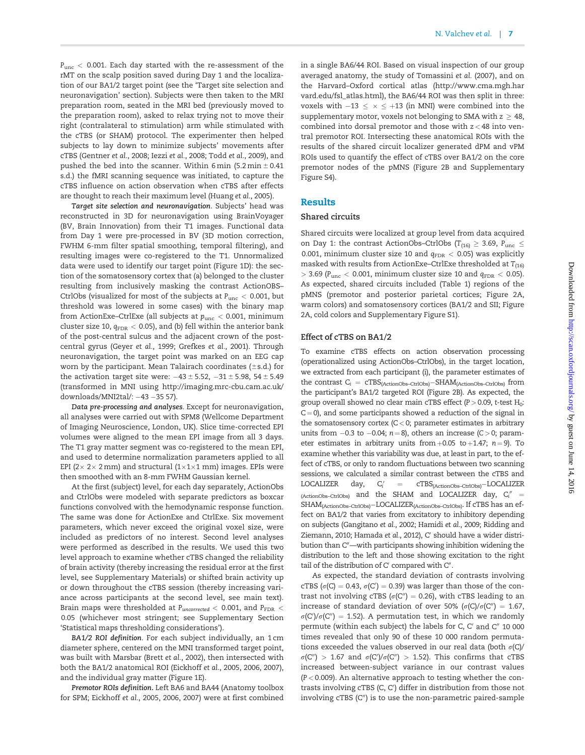$P_{unc} < 0.001$. Each day started with the re-assessment of the rMT on the scalp position saved during Day 1 and the localization of our BA1/2 target point (see the 'Target site selection and neuronavigation' section). Subjects were then taken to the MRI preparation room, seated in the MRI bed (previously moved to the preparation room), asked to relax trying not to move their right (contralateral to stimulation) arm while stimulated with the cTBS (or SHAM) protocol. The experimenter then helped subjects to lay down to minimize subjects' movements after cTBS (Gentner *et al.*, 2008; Iezzi *et al.*, 2008; Todd *et al.*, 2009), and pushed the bed into the scanner. Within 6 min (5.2 min ± 0.41 s.d.) the fMRI scanning sequence was initiated, to capture the cTBS influence on action observation when cTBS after effects are thought to reach their maximum level (Huang *et al.*, 2005).

***Target site selection and neuronavigation***. Subjects' head was reconstructed in 3D for neuronavigation using BrainVoyager (BV, Brain Innovation) from their T1 images. Functional data from Day 1 were pre-processed in BV (3D motion correction, FWHM 6-mm filter spatial smoothing, temporal filtering), and resulting images were co-registered to the T1. Unnormalized data were used to identify our target point (Figure 1D): the section of the somatosensory cortex that (a) belonged to the cluster resulting from inclusively masking the contrast ActionOBS–CtrlObs (visualized for most of the subjects at $P_{unc} < 0.001$, but threshold was lowered in some cases) with the binary map from ActionExe–CtrlExe (all subjects at $p_{unc} < 0.001$, minimum cluster size 10, $q_{FDR} < 0.05$), and (b) fell within the anterior bank of the post-central sulcus and the adjacent crown of the post-central gyrus (Geyer *et al.*, 1999; Grefkes *et al.*, 2001). Through neuronavigation, the target point was marked on an EEG cap worn by the participant. Mean Talairach coordinates (±s.d.) for the activation target site were: −43 ± 5.52, −31 ± 5.98, 54 ± 5.49 (transformed in MNI using http://imaging.mrc-cbu.cam.ac.uk/downloads/MNI2tal/: −43 −35 57).

***Data pre-processing and analyses***. Except for neuronavigation, all analyses were carried out with SPM8 (Wellcome Department of Imaging Neuroscience, London, UK). Slice time-corrected EPI volumes were aligned to the mean EPI image from all 3 days. The T1 gray matter segment was co-registered to the mean EPI, and used to determine normalization parameters applied to all EPI (2× 2× 2 mm) and structural (1×1×1 mm) images. EPIs were then smoothed with an 8-mm FWHM Gaussian kernel.

At the first (subject) level, for each day separately, ActionObs and CtrlObs were modeled with separate predictors as boxcar functions convolved with the hemodynamic response function. The same was done for ActionExe and CtrlExe. Six movement parameters, which never exceed the original voxel size, were included as predictors of no interest. Second level analyses were performed as described in the results. We used this two level approach to examine whether cTBS changed the reliability of brain activity (thereby increasing the residual error at the first level, see Supplementary Materials) or shifted brain activity up or down throughout the cTBS session (thereby increasing variance across participants at the second level, see main text). Brain maps were thresholded at $P_{uncorrected} < 0.001$, and $P_{FDR} < 0.05$ (whichever most stringent; see Supplementary Section 'Statistical maps thresholding considerations').

***BA1/2 ROI definition***. For each subject individually, an 1 cm diameter sphere, centered on the MNI transformed target point, was built with Marsbar (Brett *et al.*, 2002), then intersected with both the BA1/2 anatomical ROI (Eickhoff *et al.*, 2005, 2006, 2007), and the individual gray matter (Figure 1E).

***Premotor ROIs definition***. Left BA6 and BA44 (Anatomy toolbox for SPM; Eickhoff *et al.*, 2005, 2006, 2007) were at first combined in a single BA6/44 ROI. Based on visual inspection of our group averaged anatomy, the study of Tomassini *et al.* (2007), and on the Harvard–Oxford cortical atlas (http://www.cma.mgh.harvard.edu/fsl_atlas.html), the BA6/44 ROI was then split in three: voxels with $-13 \leq \times \leq +13$ (in MNI) were combined into the supplementary motor, voxels not belonging to SMA with $z \geq 48$, combined into dorsal premotor and those with $z < 48$ into ventral premotor ROI. Intersecting these anatomical ROIs with the results of the shared circuit localizer generated dPM and vPM ROIs used to quantify the effect of cTBS over BA1/2 on the core premotor nodes of the pMNS (Figure 2B and Supplementary Figure S4).

## Results

### Shared circuits

Shared circuits were localized at group level from data acquired on Day 1: the contrast ActionObs–CtrlObs ($T_{(16)} \geq 3.69$, $P_{unc} \leq 0.001$, minimum cluster size 10 and $q_{FDR} < 0.05$) was explicitly masked with results from ActionExe–CtrlExe thresholded at $T_{(16)} > 3.69$ ($P_{unc} < 0.001$, minimum cluster size 10 and $q_{FDR} < 0.05$). As expected, shared circuits included (Table 1) regions of the pMNS (premotor and posterior parietal cortices; Figure 2A, warm colors) and somatosensory cortices (BA1/2 and SII; Figure 2A, cold colors and Supplementary Figure S1).

### Effect of cTBS on BA1/2

To examine cTBS effects on action observation processing (operationalized using ActionObs–CtrlObs), in the target location, we extracted from each participant (i), the parameter estimates of the contrast $C_i = \text{cTBS}_{(\text{ActionObs–CtrlObs})} - \text{SHAM}_{(\text{ActionObs–CtrlObs})}$ from the participant's BA1/2 targeted ROI (Figure 2B). As expected, the group overall showed no clear main cTBS effect ($P > 0.09$, *t*-test $H_0$: $C = 0$), and some participants showed a reduction of the signal in the somatosensory cortex ($C < 0$; parameter estimates in arbitrary units from −0.3 to −0.04; $n = 8$), others an increase ($C > 0$; parameter estimates in arbitrary units from +0.05 to +1.47; $n = 9$). To examine whether this variability was due, at least in part, to the effect of cTBS, or only to random fluctuations between two scanning sessions, we calculated a similar contrast between the cTBS and LOCALIZER day, $C_i' = \text{cTBS}_{(\text{ActionObs–CtrlObs})} - \text{LOCALIZER}_{(\text{ActionObs–CtrlObs})}$ and the SHAM and LOCALIZER day, $C_i'' = \text{SHAM}_{(\text{ActionObs–CtrlObs})} - \text{LOCALIZER}_{(\text{ActionObs–CtrlObs})}$. If cTBS has an effect on BA1/2 that varies from excitatory to inhibitory depending on subjects (Gangitano *et al.*, 2002; Hamidi *et al.*, 2009; Ridding and Ziemann, 2010; Hamada *et al.*, 2012), C′ should have a wider distribution than C″—with participants showing inhibition widening the distribution to the left and those showing excitation to the right tail of the distribution of C′ compared with C″.

As expected, the standard deviation of contrasts involving cTBS ($\sigma(C) = 0.43$, $\sigma(C') = 0.39$) was larger than those of the contrast not involving cTBS ($\sigma(C'') = 0.26$), with cTBS leading to an increase of standard deviation of over 50% ($\sigma(C)/\sigma(C'') = 1.67$, $\sigma(C')/\sigma(C'') = 1.52$). A permutation test, in which we randomly permute (within each subject) the labels for C, C′ and C″ 10 000 times revealed that only 90 of these 10 000 random permutations exceeded the values observed in our real data (both $\sigma(C)/\sigma(C'') > 1.67$ and $\sigma(C')/\sigma(C'') > 1.52$). This confirms that cTBS increased between-subject variance in our contrast values ($P < 0.009$). An alternative approach to testing whether the contrasts involving cTBS (C, C′) differ in distribution from those not involving cTBS (C″) is to use the non-parametric paired-sample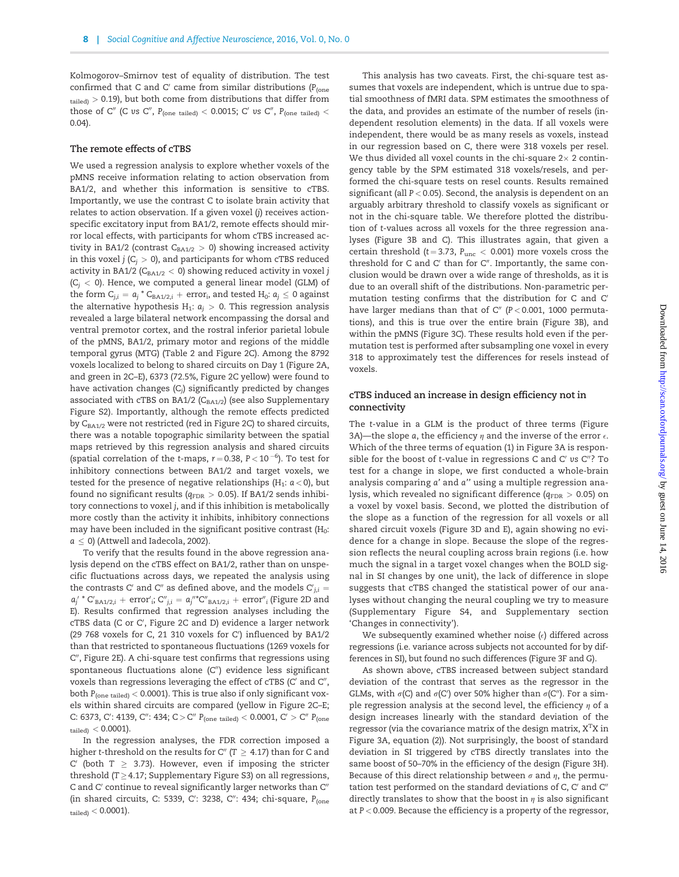Kolmogorov–Smirnov test of equality of distribution. The test confirmed that C and C′ came from similar distributions ($P_{(\text{one tailed})} > 0.19$), but both come from distributions that differ from those of C″ (C *vs* C″, $P_{(\text{one tailed})} < 0.0015$; C′ *vs* C″, $P_{(\text{one tailed})} < 0.04$).

### The remote effects of cTBS

We used a regression analysis to explore whether voxels of the pMNS receive information relating to action observation from BA1/2, and whether this information is sensitive to cTBS. Importantly, we use the contrast C to isolate brain activity that relates to action observation. If a given voxel (*j*) receives action-specific excitatory input from BA1/2, remote effects should mirror local effects, with participants for whom cTBS increased activity in BA1/2 (contrast $C_{BA1/2} > 0$) showing increased activity in this voxel *j* ($C_j > 0$), and participants for whom cTBS reduced activity in BA1/2 ($C_{BA1/2} < 0$) showing reduced activity in voxel *j* ($C_j < 0$). Hence, we computed a general linear model (GLM) of the form $C_{j,i} = a_j * C_{BA1/2,i} + \text{error}_i$, and tested $H_0$: $a_j \leq 0$ against the alternative hypothesis $H_1$: $a_j > 0$. This regression analysis revealed a large bilateral network encompassing the dorsal and ventral premotor cortex, and the rostral inferior parietal lobule of the pMNS, BA1/2, primary motor and regions of the middle temporal gyrus (MTG) (Table 2 and Figure 2C). Among the 8792 voxels localized to belong to shared circuits on Day 1 (Figure 2A, and green in 2C–E), 6373 (72.5%, Figure 2C yellow) were found to have activation changes ($C_j$) significantly predicted by changes associated with cTBS on BA1/2 ($C_{BA1/2}$) (see also Supplementary Figure S2). Importantly, although the remote effects predicted by $C_{BA1/2}$ were not restricted (red in Figure 2C) to shared circuits, there was a notable topographic similarity between the spatial maps retrieved by this regression analysis and shared circuits (spatial correlation of the *t*-maps, $r = 0.38$, $P < 10^{-6}$). To test for inhibitory connections between BA1/2 and target voxels, we tested for the presence of negative relationships ($H_1$: $a < 0$), but found no significant results ($q_{FDR} > 0.05$). If BA1/2 sends inhibitory connections to voxel *j*, and if this inhibition is metabolically more costly than the activity it inhibits, inhibitory connections may have been included in the significant positive contrast ($H_0$: $a \leq 0$) (Attwell and Iadecola, 2002).

To verify that the results found in the above regression analysis depend on the cTBS effect on BA1/2, rather than on unspecific fluctuations across days, we repeated the analysis using the contrasts C′ and C″ as defined above, and the models $C'_{j,i} = a_j' * C'_{BA1/2,i} + \text{error}'_i$; $C''_{j,i} = a_j''*C''_{BA1/2,i} + \text{error}''_i$ (Figure 2D and E). Results confirmed that regression analyses including the cTBS data (C or C′, Figure 2C and D) evidence a larger network (29 768 voxels for C, 21 310 voxels for C′) influenced by BA1/2 than that restricted to spontaneous fluctuations (1269 voxels for C″, Figure 2E). A chi-square test confirms that regressions using spontaneous fluctuations alone (C″) evidence less significant voxels than regressions leveraging the effect of cTBS (C′ and C″, both $P_{(\text{one tailed})} < 0.0001$). This is true also if only significant voxels within shared circuits are compared (yellow in Figure 2C–E; C: 6373, C′: 4139, C″: 434; C > C″ $P_{(\text{one tailed})} < 0.0001$, C′ > C″ $P_{(\text{one tailed})} < 0.0001$).

In the regression analyses, the FDR correction imposed a higher *t*-threshold on the results for C″ ($T \geq 4.17$) than for C and C′ (both $T \geq 3.73$). However, even if imposing the stricter threshold ($T \geq 4.17$; Supplementary Figure S3) on all regressions, C and C′ continue to reveal significantly larger networks than C″ (in shared circuits, C: 5339, C′: 3238, C″: 434; chi-square, $P_{(\text{one tailed})} < 0.0001$).

This analysis has two caveats. First, the chi-square test assumes that voxels are independent, which is untrue due to spatial smoothness of fMRI data. SPM estimates the smoothness of the data, and provides an estimate of the number of resels (independent resolution elements) in the data. If all voxels were independent, there would be as many resels as voxels, instead in our regression based on C, there were 318 voxels per resel. We thus divided all voxel counts in the chi-square 2× 2 contingency table by the SPM estimated 318 voxels/resels, and performed the chi-square tests on resel counts. Results remained significant (all $P < 0.05$). Second, the analysis is dependent on an arguably arbitrary threshold to classify voxels as significant or not in the chi-square table. We therefore plotted the distribution of *t*-values across all voxels for the three regression analyses (Figure 3B and C). This illustrates again, that given a certain threshold ($t = 3.73$, $P_{unc} < 0.001$) more voxels cross the threshold for C and C′ than for C″. Importantly, the same conclusion would be drawn over a wide range of thresholds, as it is due to an overall shift of the distributions. Non-parametric permutation testing confirms that the distribution for C and C′ have larger medians than that of C″ ($P < 0.001$, 1000 permutations), and this is true over the entire brain (Figure 3B), and within the pMNS (Figure 3C). These results hold even if the permutation test is performed after subsampling one voxel in every 318 to approximately test the differences for resels instead of voxels.

### cTBS induced an increase in design efficiency not in connectivity

The *t*-value in a GLM is the product of three terms (Figure 3A)—the slope *a*, the efficiency $\eta$ and the inverse of the error $\epsilon$. Which of the three terms of equation (1) in Figure 3A is responsible for the boost of *t*-value in regressions C and C′ *vs* C″? To test for a change in slope, we first conducted a whole-brain analysis comparing *a*′ and *a*″ using a multiple regression analysis, which revealed no significant difference ($q_{FDR} > 0.05$) on a voxel by voxel basis. Second, we plotted the distribution of the slope as a function of the regression for all voxels or all shared circuit voxels (Figure 3D and E), again showing no evidence for a change in slope. Because the slope of the regression reflects the neural coupling across brain regions (i.e. how much the signal in a target voxel changes when the BOLD signal in SI changes by one unit), the lack of difference in slope suggests that cTBS changed the statistical power of our analyses without changing the neural coupling we try to measure (Supplementary Figure S4, and Supplementary section ‘Changes in connectivity’).

We subsequently examined whether noise ($\epsilon$) differed across regressions (i.e. variance across subjects not accounted for by differences in SI), but found no such differences (Figure 3F and G).

As shown above, cTBS increased between subject standard deviation of the contrast that serves as the regressor in the GLMs, with $\sigma$(C) and $\sigma$(C′) over 50% higher than $\sigma$(C″). For a simple regression analysis at the second level, the efficiency $\eta$ of a design increases linearly with the standard deviation of the regressor (via the covariance matrix of the design matrix, $X^TX$ in Figure 3A, equation (2)). Not surprisingly, the boost of standard deviation in SI triggered by cTBS directly translates into the same boost of 50–70% in the efficiency of the design (Figure 3H). Because of this direct relationship between $\sigma$ and $\eta$, the permutation test performed on the standard deviations of C, C′ and C″ directly translates to show that the boost in $\eta$ is also significant at $P < 0.009$. Because the efficiency is a property of the regressor,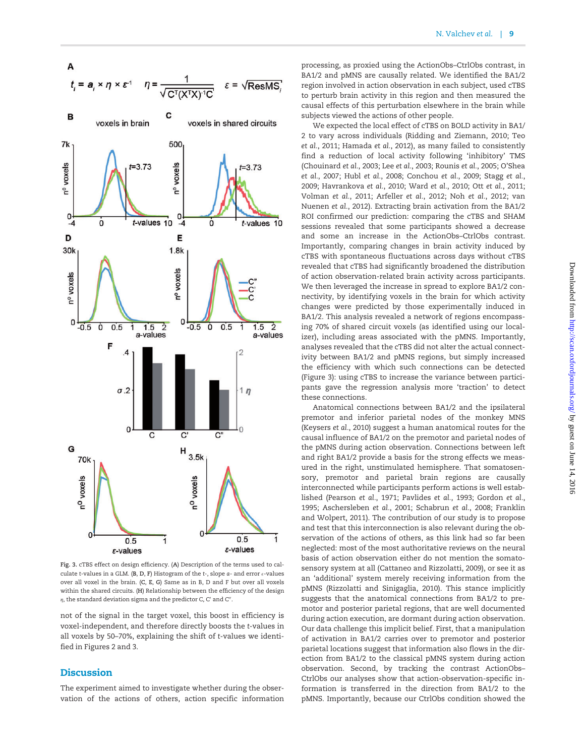Fig. 3. cTBS effect on design efficiency. (A) Description of the terms used to calculate t-values in a GLM. (B, D, F) Histogram of the t-, slope $a$- and error $\varepsilon$-values over all voxel in the brain. (C, E, G) Same as in B, D and F but over all voxels within the shared circuits. (H) Relationship between the efficiency of the design $\eta$, the standard deviation sigma and the predictor C, C′ and C″.

not of the signal in the target voxel, this boost in efficiency is voxel-independent, and therefore directly boosts the t-values in all voxels by 50–70%, explaining the shift of t-values we identified in Figures 2 and 3.

## Discussion

The experiment aimed to investigate whether during the observation of the actions of others, action specific information processing, as proxied using the ActionObs–CtrlObs contrast, in BA1/2 and pMNS are causally related. We identified the BA1/2 region involved in action observation in each subject, used cTBS to perturb brain activity in this region and then measured the causal effects of this perturbation elsewhere in the brain while subjects viewed the actions of other people.

We expected the local effect of cTBS on BOLD activity in BA1/2 to vary across individuals (Ridding and Ziemann, 2010; Teo *et al.*, 2011; Hamada *et al.*, 2012), as many failed to consistently find a reduction of local activity following 'inhibitory' TMS (Chouinard *et al.*, 2003; Lee *et al.*, 2003; Rounis *et al.*, 2005; O'Shea *et al.*, 2007; Hubl *et al.*, 2008; Conchou *et al.*, 2009; Stagg *et al.*, 2009; Havrankova *et al.*, 2010; Ward *et al.*, 2010; Ott *et al.*, 2011; Volman *et al.*, 2011; Arfeller *et al.*, 2012; Noh *et al.*, 2012; van Nuenen *et al.*, 2012). Extracting brain activation from the BA1/2 ROI confirmed our prediction: comparing the cTBS and SHAM sessions revealed that some participants showed a decrease and some an increase in the ActionObs–CtrlObs contrast. Importantly, comparing changes in brain activity induced by cTBS with spontaneous fluctuations across days without cTBS revealed that cTBS had significantly broadened the distribution of action observation-related brain activity across participants. We then leveraged the increase in spread to explore BA1/2 connectivity, by identifying voxels in the brain for which activity changes were predicted by those experimentally induced in BA1/2. This analysis revealed a network of regions encompassing 70% of shared circuit voxels (as identified using our localizer), including areas associated with the pMNS. Importantly, analyses revealed that the cTBS did not alter the actual connectivity between BA1/2 and pMNS regions, but simply increased the efficiency with which such connections can be detected (Figure 3): using cTBS to increase the variance between participants gave the regression analysis more 'traction' to detect these connections.

Anatomical connections between BA1/2 and the ipsilateral premotor and inferior parietal nodes of the monkey MNS (Keysers *et al.*, 2010) suggest a human anatomical routes for the causal influence of BA1/2 on the premotor and parietal nodes of the pMNS during action observation. Connections between left and right BA1/2 provide a basis for the strong effects we measured in the right, unstimulated hemisphere. That somatosensory, premotor and parietal brain regions are causally interconnected while participants perform actions is well established (Pearson *et al.*, 1971; Pavlides *et al.*, 1993; Gordon *et al.*, 1995; Aschersleben *et al.*, 2001; Schabrun *et al.*, 2008; Franklin and Wolpert, 2011). The contribution of our study is to propose and test that this interconnection is also relevant during the observation of the actions of others, as this link had so far been neglected: most of the most authoritative reviews on the neural basis of action observation either do not mention the somatosensory system at all (Cattaneo and Rizzolatti, 2009), or see it as an 'additional' system merely receiving information from the pMNS (Rizzolatti and Sinigaglia, 2010). This stance implicitly suggests that the anatomical connections from BA1/2 to premotor and posterior parietal regions, that are well documented during action execution, are dormant during action observation. Our data challenge this implicit belief. First, that a manipulation of activation in BA1/2 carries over to premotor and posterior parietal locations suggest that information also flows in the direction from BA1/2 to the classical pMNS system during action observation. Second, by tracking the contrast ActionObs–CtrlObs our analyses show that action-observation-specific information is transferred in the direction from BA1/2 to the pMNS. Importantly, because our CtrlObs condition showed the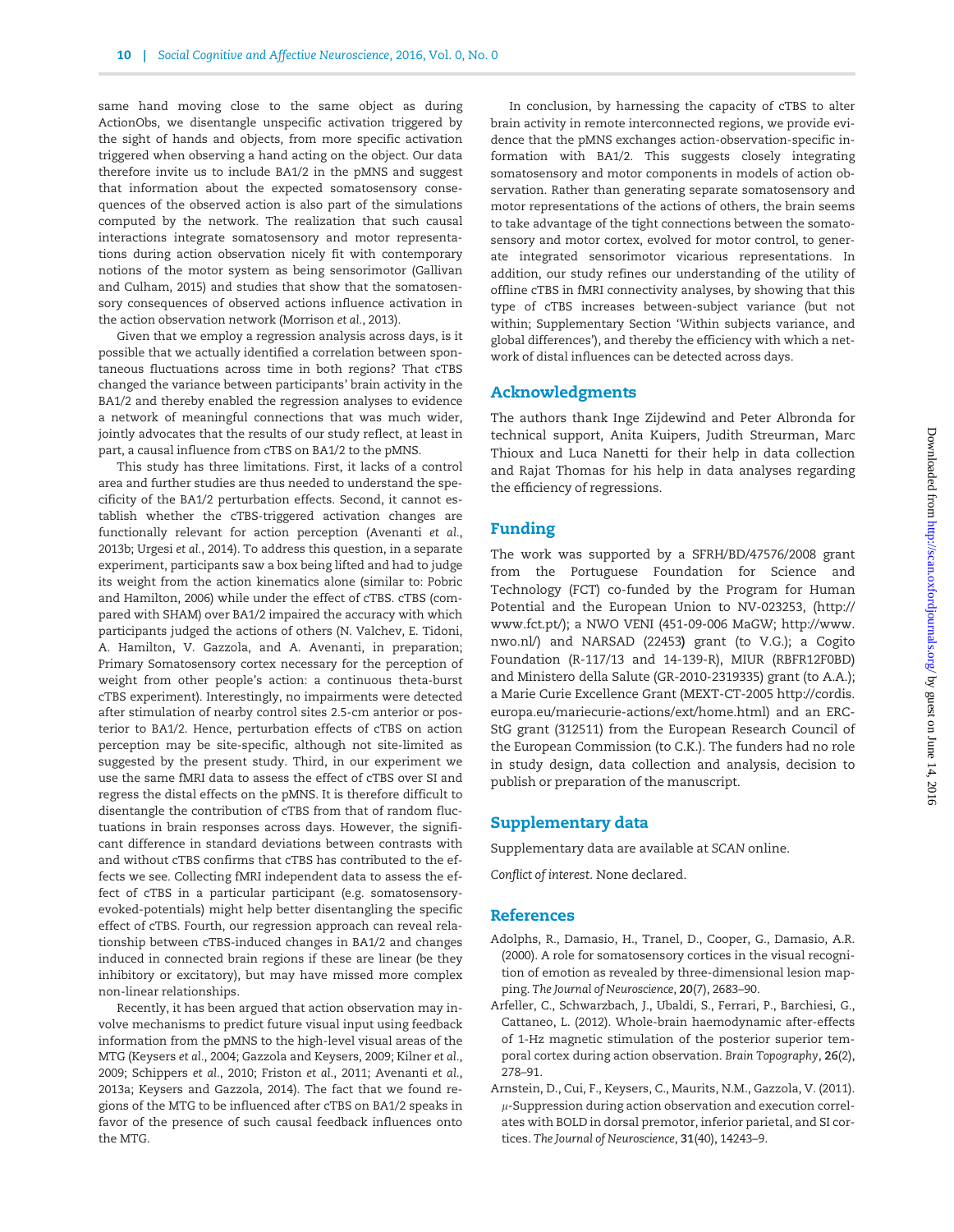same hand moving close to the same object as during ActionObs, we disentangle unspecific activation triggered by the sight of hands and objects, from more specific activation triggered when observing a hand acting on the object. Our data therefore invite us to include BA1/2 in the pMNS and suggest that information about the expected somatosensory consequences of the observed action is also part of the simulations computed by the network. The realization that such causal interactions integrate somatosensory and motor representations during action observation nicely fit with contemporary notions of the motor system as being sensorimotor (Gallivan and Culham, 2015) and studies that show that the somatosensory consequences of observed actions influence activation in the action observation network (Morrison *et al.*, 2013).

Given that we employ a regression analysis across days, is it possible that we actually identified a correlation between spontaneous fluctuations across time in both regions? That cTBS changed the variance between participants' brain activity in the BA1/2 and thereby enabled the regression analyses to evidence a network of meaningful connections that was much wider, jointly advocates that the results of our study reflect, at least in part, a causal influence from cTBS on BA1/2 to the pMNS.

This study has three limitations. First, it lacks of a control area and further studies are thus needed to understand the specificity of the BA1/2 perturbation effects. Second, it cannot establish whether the cTBS-triggered activation changes are functionally relevant for action perception (Avenanti *et al.*, 2013b; Urgesi *et al.*, 2014). To address this question, in a separate experiment, participants saw a box being lifted and had to judge its weight from the action kinematics alone (similar to: Pobric and Hamilton, 2006) while under the effect of cTBS. cTBS (compared with SHAM) over BA1/2 impaired the accuracy with which participants judged the actions of others (N. Valchev, E. Tidoni, A. Hamilton, V. Gazzola, and A. Avenanti, in preparation; Primary Somatosensory cortex necessary for the perception of weight from other people's action: a continuous theta-burst cTBS experiment). Interestingly, no impairments were detected after stimulation of nearby control sites 2.5-cm anterior or posterior to BA1/2. Hence, perturbation effects of cTBS on action perception may be site-specific, although not site-limited as suggested by the present study. Third, in our experiment we use the same fMRI data to assess the effect of cTBS over SI and regress the distal effects on the pMNS. It is therefore difficult to disentangle the contribution of cTBS from that of random fluctuations in brain responses across days. However, the significant difference in standard deviations between contrasts with and without cTBS confirms that cTBS has contributed to the effects we see. Collecting fMRI independent data to assess the effect of cTBS in a particular participant (e.g. somatosensory-evoked-potentials) might help better disentangling the specific effect of cTBS. Fourth, our regression approach can reveal relationship between cTBS-induced changes in BA1/2 and changes induced in connected brain regions if these are linear (be they inhibitory or excitatory), but may have missed more complex non-linear relationships.

Recently, it has been argued that action observation may involve mechanisms to predict future visual input using feedback information from the pMNS to the high-level visual areas of the MTG (Keysers *et al.*, 2004; Gazzola and Keysers, 2009; Kilner *et al.*, 2009; Schippers *et al.*, 2010; Friston *et al.*, 2011; Avenanti *et al.*, 2013a; Keysers and Gazzola, 2014). The fact that we found regions of the MTG to be influenced after cTBS on BA1/2 speaks in favor of the presence of such causal feedback influences onto the MTG.

In conclusion, by harnessing the capacity of cTBS to alter brain activity in remote interconnected regions, we provide evidence that the pMNS exchanges action-observation-specific information with BA1/2. This suggests closely integrating somatosensory and motor components in models of action observation. Rather than generating separate somatosensory and motor representations of the actions of others, the brain seems to take advantage of the tight connections between the somatosensory and motor cortex, evolved for motor control, to generate integrated sensorimotor vicarious representations. In addition, our study refines our understanding of the utility of offline cTBS in fMRI connectivity analyses, by showing that this type of cTBS increases between-subject variance (but not within; Supplementary Section 'Within subjects variance, and global differences'), and thereby the efficiency with which a network of distal influences can be detected across days.

## Acknowledgments

The authors thank Inge Zijdewind and Peter Albronda for technical support, Anita Kuipers, Judith Streurman, Marc Thioux and Luca Nanetti for their help in data collection and Rajat Thomas for his help in data analyses regarding the efficiency of regressions.

## Funding

The work was supported by a SFRH/BD/47576/2008 grant from the Portuguese Foundation for Science and Technology (FCT) co-funded by the Program for Human Potential and the European Union to NV-023253, (http://www.fct.pt/); a NWO VENI (451-09-006 MaGW; http://www.nwo.nl/) and NARSAD (22453) grant (to V.G.); a Cogito Foundation (R-117/13 and 14-139-R), MIUR (RBFR12F0BD) and Ministero della Salute (GR-2010-2319335) grant (to A.A.); a Marie Curie Excellence Grant (MEXT-CT-2005 http://cordis.europa.eu/mariecurie-actions/ext/home.html) and an ERC-StG grant (312511) from the European Research Council of the European Commission (to C.K.). The funders had no role in study design, data collection and analysis, decision to publish or preparation of the manuscript.

## Supplementary data

Supplementary data are available at *SCAN* online.

*Conflict of interest*. None declared.

## References

Adolphs, R., Damasio, H., Tranel, D., Cooper, G., Damasio, A.R. (2000). A role for somatosensory cortices in the visual recognition of emotion as revealed by three-dimensional lesion mapping. *The Journal of Neuroscience*, **20**(7), 2683–90.

Arfeller, C., Schwarzbach, J., Ubaldi, S., Ferrari, P., Barchiesi, G., Cattaneo, L. (2012). Whole-brain haemodynamic after-effects of 1-Hz magnetic stimulation of the posterior superior temporal cortex during action observation. *Brain Topography*, **26**(2), 278–91.

Arnstein, D., Cui, F., Keysers, C., Maurits, N.M., Gazzola, V. (2011). $\mu$-Suppression during action observation and execution correlates with BOLD in dorsal premotor, inferior parietal, and SI cortices. *The Journal of Neuroscience*, **31**(40), 14243–9.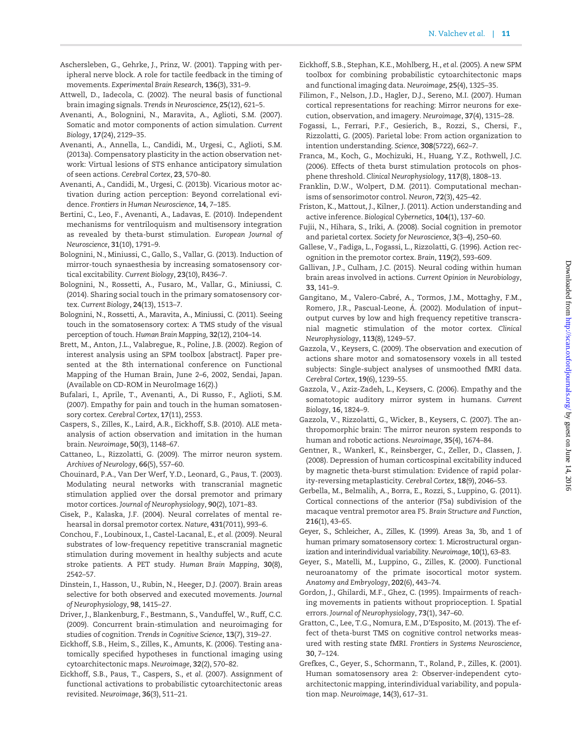Aschersleben, G., Gehrke, J., Prinz, W. (2001). Tapping with peripheral nerve block. A role for tactile feedback in the timing of movements. *Experimental Brain Research*, **136**(3), 331–9.

Attwell, D., Iadecola, C. (2002). The neural basis of functional brain imaging signals. *Trends in Neuroscience*, **25**(12), 621–5.

Avenanti, A., Bolognini, N., Maravita, A., Aglioti, S.M. (2007). Somatic and motor components of action simulation. *Current Biology*, **17**(24), 2129–35.

Avenanti, A., Annella, L., Candidi, M., Urgesi, C., Aglioti, S.M. (2013a). Compensatory plasticity in the action observation network: Virtual lesions of STS enhance anticipatory simulation of seen actions. *Cerebral Cortex*, **23**, 570–80.

Avenanti, A., Candidi, M., Urgesi, C. (2013b). Vicarious motor activation during action perception: Beyond correlational evidence. *Frontiers in Human Neuroscience*, **14**, 7–185.

Bertini, C., Leo, F., Avenanti, A., Ladavas, E. (2010). Independent mechanisms for ventriloquism and multisensory integration as revealed by theta-burst stimulation. *European Journal of Neuroscience*, **31**(10), 1791–9.

Bolognini, N., Miniussi, C., Gallo, S., Vallar, G. (2013). Induction of mirror-touch synaesthesia by increasing somatosensory cortical excitability. *Current Biology*, **23**(10), R436–7.

Bolognini, N., Rossetti, A., Fusaro, M., Vallar, G., Miniussi, C. (2014). Sharing social touch in the primary somatosensory cortex. *Current Biology*, **24**(13), 1513–7.

Bolognini, N., Rossetti, A., Maravita, A., Miniussi, C. (2011). Seeing touch in the somatosensory cortex: A TMS study of the visual perception of touch. *Human Brain Mapping*, **32**(12), 2104–14.

Brett, M., Anton, J.L., Valabregue, R., Poline, J.B. (2002). Region of interest analysis using an SPM toolbox [abstract]. Paper presented at the 8th international conference on Functional Mapping of the Human Brain, June 2–6, 2002, Sendai, Japan. (Available on CD-ROM in NeuroImage 16(2).)

Bufalari, I., Aprile, T., Avenanti, A., Di Russo, F., Aglioti, S.M. (2007). Empathy for pain and touch in the human somatosensory cortex. *Cerebral Cortex*, **17**(11), 2553.

Caspers, S., Zilles, K., Laird, A.R., Eickhoff, S.B. (2010). ALE meta-analysis of action observation and imitation in the human brain. *Neuroimage*, **50**(3), 1148–67.

Cattaneo, L., Rizzolatti, G. (2009). The mirror neuron system. *Archives of Neurology*, **66**(5), 557–60.

Chouinard, P.A., Van Der Werf, Y.D., Leonard, G., Paus, T. (2003). Modulating neural networks with transcranial magnetic stimulation applied over the dorsal premotor and primary motor cortices. *Journal of Neurophysiology*, **90**(2), 1071–83.

Cisek, P., Kalaska, J.F. (2004). Neural correlates of mental rehearsal in dorsal premotor cortex. *Nature*, **431**(7011), 993–6.

Conchou, F., Loubinoux, I., Castel-Lacanal, E., *et al.* (2009). Neural substrates of low-frequency repetitive transcranial magnetic stimulation during movement in healthy subjects and acute stroke patients. A PET study. *Human Brain Mapping*, **30**(8), 2542–57.

Dinstein, I., Hasson, U., Rubin, N., Heeger, D.J. (2007). Brain areas selective for both observed and executed movements. *Journal of Neurophysiology*, **98**, 1415–27.

Driver, J., Blankenburg, F., Bestmann, S., Vanduffel, W., Ruff, C.C. (2009). Concurrent brain-stimulation and neuroimaging for studies of cognition. *Trends in Cognitive Science*, **13**(7), 319–27.

Eickhoff, S.B., Heim, S., Zilles, K., Amunts, K. (2006). Testing anatomically specified hypotheses in functional imaging using cytoarchitectonic maps. *Neuroimage*, **32**(2), 570–82.

Eickhoff, S.B., Paus, T., Caspers, S., *et al.* (2007). Assignment of functional activations to probabilistic cytoarchitectonic areas revisited. *Neuroimage*, **36**(3), 511–21.

Eickhoff, S.B., Stephan, K.E., Mohlberg, H., *et al.* (2005). A new SPM toolbox for combining probabilistic cytoarchitectonic maps and functional imaging data. *Neuroimage*, **25**(4), 1325–35.

Filimon, F., Nelson, J.D., Hagler, D.J., Sereno, M.I. (2007). Human cortical representations for reaching: Mirror neurons for execution, observation, and imagery. *Neuroimage*, **37**(4), 1315–28.

Fogassi, L., Ferrari, P.F., Gesierich, B., Rozzi, S., Chersi, F., Rizzolatti, G. (2005). Parietal lobe: From action organization to intention understanding. *Science*, **308**(5722), 662–7.

Franca, M., Koch, G., Mochizuki, H., Huang, Y.Z., Rothwell, J.C. (2006). Effects of theta burst stimulation protocols on phosphene threshold. *Clinical Neurophysiology*, **117**(8), 1808–13.

Franklin, D.W., Wolpert, D.M. (2011). Computational mechanisms of sensorimotor control. *Neuron*, **72**(3), 425–42.

Friston, K., Mattout, J., Kilner, J. (2011). Action understanding and active inference. *Biological Cybernetics*, **104**(1), 137–60.

Fujii, N., Hihara, S., Iriki, A. (2008). Social cognition in premotor and parietal cortex. *Society for Neuroscience*, **3**(3–4), 250–60.

Gallese, V., Fadiga, L., Fogassi, L., Rizzolatti, G. (1996). Action recognition in the premotor cortex. *Brain*, **119**(2), 593–609.

Gallivan, J.P., Culham, J.C. (2015). Neural coding within human brain areas involved in actions. *Current Opinion in Neurobiology*, **33**, 141–9.

Gangitano, M., Valero-Cabré, A., Tormos, J.M., Mottaghy, F.M., Romero, J.R., Pascual-Leone, Á. (2002). Modulation of input–output curves by low and high frequency repetitive transcranial magnetic stimulation of the motor cortex. *Clinical Neurophysiology*, **113**(8), 1249–57.

Gazzola, V., Keysers, C. (2009). The observation and execution of actions share motor and somatosensory voxels in all tested subjects: Single-subject analyses of unsmoothed fMRI data. *Cerebral Cortex*, **19**(6), 1239–55.

Gazzola, V., Aziz-Zadeh, L., Keysers, C. (2006). Empathy and the somatotopic auditory mirror system in humans. *Current Biology*, **16**, 1824–9.

Gazzola, V., Rizzolatti, G., Wicker, B., Keysers, C. (2007). The anthropomorphic brain: The mirror neuron system responds to human and robotic actions. *Neuroimage*, **35**(4), 1674–84.

Gentner, R., Wankerl, K., Reinsberger, C., Zeller, D., Classen, J. (2008). Depression of human corticospinal excitability induced by magnetic theta-burst stimulation: Evidence of rapid polarity-reversing metaplasticity. *Cerebral Cortex*, **18**(9), 2046–53.

Gerbella, M., Belmalih, A., Borra, E., Rozzi, S., Luppino, G. (2011). Cortical connections of the anterior (F5a) subdivision of the macaque ventral premotor area F5. *Brain Structure and Function*, **216**(1), 43–65.

Geyer, S., Schleicher, A., Zilles, K. (1999). Areas 3a, 3b, and 1 of human primary somatosensory cortex: 1. Microstructural organization and interindividual variability. *Neuroimage*, **10**(1), 63–83.

Geyer, S., Matelli, M., Luppino, G., Zilles, K. (2000). Functional neuroanatomy of the primate isocortical motor system. *Anatomy and Embryology*, **202**(6), 443–74.

Gordon, J., Ghilardi, M.F., Ghez, C. (1995). Impairments of reaching movements in patients without proprioception. I. Spatial errors. *Journal of Neurophysiology*, **73**(1), 347–60.

Gratton, C., Lee, T.G., Nomura, E.M., D'Esposito, M. (2013). The effect of theta-burst TMS on cognitive control networks measured with resting state fMRI. *Frontiers in Systems Neuroscience*, **30**, 7–124.

Grefkes, C., Geyer, S., Schormann, T., Roland, P., Zilles, K. (2001). Human somatosensory area 2: Observer-independent cytoarchitectonic mapping, interindividual variability, and population map. *Neuroimage*, **14**(3), 617–31.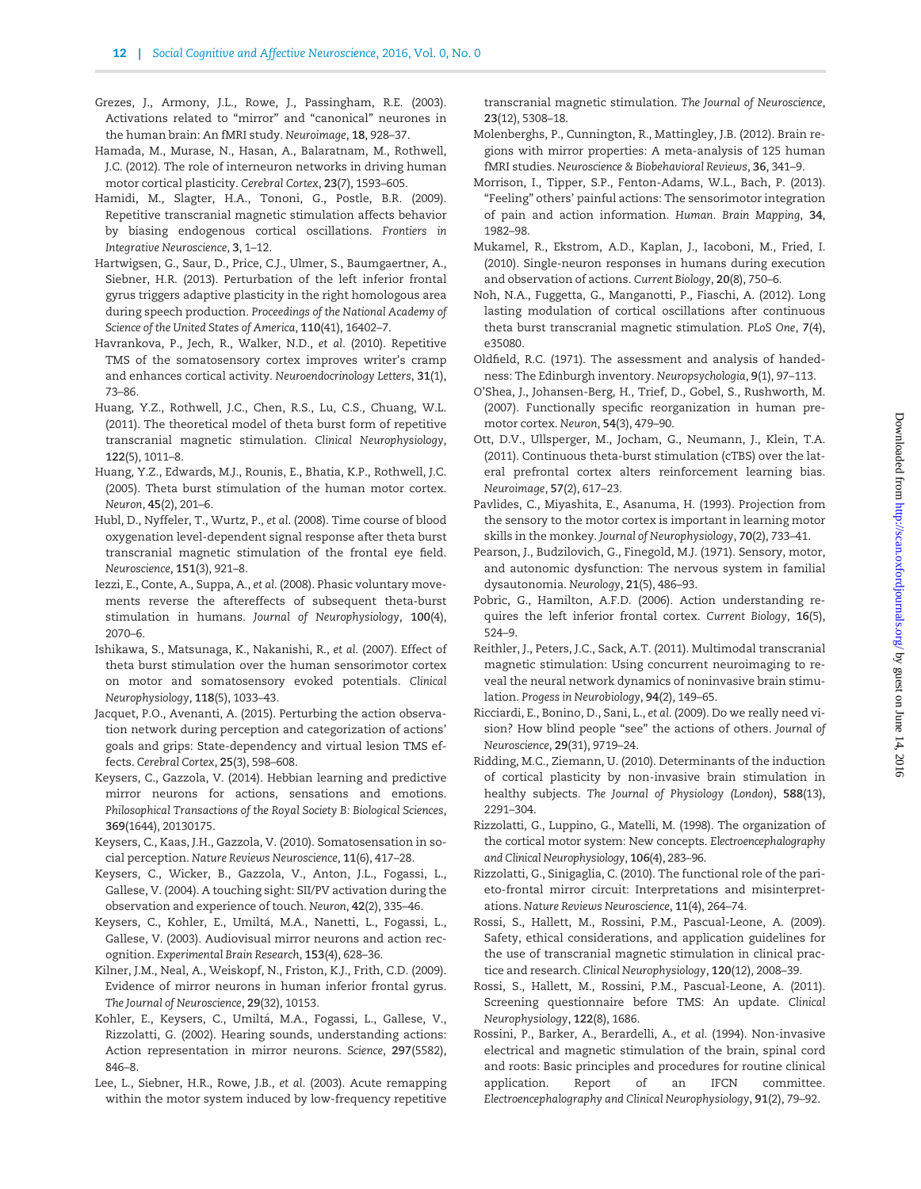Grezes, J., Armony, J.L., Rowe, J., Passingham, R.E. (2003). Activations related to "mirror" and "canonical" neurones in the human brain: An fMRI study. *Neuroimage*, **18**, 928–37.

Hamada, M., Murase, N., Hasan, A., Balaratnam, M., Rothwell, J.C. (2012). The role of interneuron networks in driving human motor cortical plasticity. *Cerebral Cortex*, **23**(7), 1593–605.

Hamidi, M., Slagter, H.A., Tononi, G., Postle, B.R. (2009). Repetitive transcranial magnetic stimulation affects behavior by biasing endogenous cortical oscillations. *Frontiers in Integrative Neuroscience*, **3**, 1–12.

Hartwigsen, G., Saur, D., Price, C.J., Ulmer, S., Baumgaertner, A., Siebner, H.R. (2013). Perturbation of the left inferior frontal gyrus triggers adaptive plasticity in the right homologous area during speech production. *Proceedings of the National Academy of Science of the United States of America*, **110**(41), 16402–7.

Havrankova, P., Jech, R., Walker, N.D., *et al.* (2010). Repetitive TMS of the somatosensory cortex improves writer's cramp and enhances cortical activity. *Neuroendocrinology Letters*, **31**(1), 73–86.

Huang, Y.Z., Rothwell, J.C., Chen, R.S., Lu, C.S., Chuang, W.L. (2011). The theoretical model of theta burst form of repetitive transcranial magnetic stimulation. *Clinical Neurophysiology*, **122**(5), 1011–8.

Huang, Y.Z., Edwards, M.J., Rounis, E., Bhatia, K.P., Rothwell, J.C. (2005). Theta burst stimulation of the human motor cortex. *Neuron*, **45**(2), 201–6.

Hubl, D., Nyffeler, T., Wurtz, P., *et al.* (2008). Time course of blood oxygenation level-dependent signal response after theta burst transcranial magnetic stimulation of the frontal eye field. *Neuroscience*, **151**(3), 921–8.

Iezzi, E., Conte, A., Suppa, A., *et al.* (2008). Phasic voluntary movements reverse the aftereffects of subsequent theta-burst stimulation in humans. *Journal of Neurophysiology*, **100**(4), 2070–6.

Ishikawa, S., Matsunaga, K., Nakanishi, R., *et al.* (2007). Effect of theta burst stimulation over the human sensorimotor cortex on motor and somatosensory evoked potentials. *Clinical Neurophysiology*, **118**(5), 1033–43.

Jacquet, P.O., Avenanti, A. (2015). Perturbing the action observation network during perception and categorization of actions' goals and grips: State-dependency and virtual lesion TMS effects. *Cerebral Cortex*, **25**(3), 598–608.

Keysers, C., Gazzola, V. (2014). Hebbian learning and predictive mirror neurons for actions, sensations and emotions. *Philosophical Transactions of the Royal Society B: Biological Sciences*, **369**(1644), 20130175.

Keysers, C., Kaas, J.H., Gazzola, V. (2010). Somatosensation in social perception. *Nature Reviews Neuroscience*, **11**(6), 417–28.

Keysers, C., Wicker, B., Gazzola, V., Anton, J.L., Fogassi, L., Gallese, V. (2004). A touching sight: SII/PV activation during the observation and experience of touch. *Neuron*, **42**(2), 335–46.

Keysers, C., Kohler, E., Umiltá, M.A., Nanetti, L., Fogassi, L., Gallese, V. (2003). Audiovisual mirror neurons and action recognition. *Experimental Brain Research*, **153**(4), 628–36.

Kilner, J.M., Neal, A., Weiskopf, N., Friston, K.J., Frith, C.D. (2009). Evidence of mirror neurons in human inferior frontal gyrus. *The Journal of Neuroscience*, **29**(32), 10153.

Kohler, E., Keysers, C., Umiltá, M.A., Fogassi, L., Gallese, V., Rizzolatti, G. (2002). Hearing sounds, understanding actions: Action representation in mirror neurons. *Science*, **297**(5582), 846–8.

Lee, L., Siebner, H.R., Rowe, J.B., *et al.* (2003). Acute remapping within the motor system induced by low-frequency repetitive transcranial magnetic stimulation. *The Journal of Neuroscience*, **23**(12), 5308–18.

Molenberghs, P., Cunnington, R., Mattingley, J.B. (2012). Brain regions with mirror properties: A meta-analysis of 125 human fMRI studies. *Neuroscience & Biobehavioral Reviews*, **36**, 341–9.

Morrison, I., Tipper, S.P., Fenton-Adams, W.L., Bach, P. (2013). "Feeling" others' painful actions: The sensorimotor integration of pain and action information. *Human. Brain Mapping*, **34**, 1982–98.

Mukamel, R., Ekstrom, A.D., Kaplan, J., Iacoboni, M., Fried, I. (2010). Single-neuron responses in humans during execution and observation of actions. *Current Biology*, **20**(8), 750–6.

Noh, N.A., Fuggetta, G., Manganotti, P., Fiaschi, A. (2012). Long lasting modulation of cortical oscillations after continuous theta burst transcranial magnetic stimulation. *PLoS One*, **7**(4), e35080.

Oldfield, R.C. (1971). The assessment and analysis of handedness: The Edinburgh inventory. *Neuropsychologia*, **9**(1), 97–113.

O'Shea, J., Johansen-Berg, H., Trief, D., Gobel, S., Rushworth, M. (2007). Functionally specific reorganization in human premotor cortex. *Neuron*, **54**(3), 479–90.

Ott, D.V., Ullsperger, M., Jocham, G., Neumann, J., Klein, T.A. (2011). Continuous theta-burst stimulation (cTBS) over the lateral prefrontal cortex alters reinforcement learning bias. *Neuroimage*, **57**(2), 617–23.

Pavlides, C., Miyashita, E., Asanuma, H. (1993). Projection from the sensory to the motor cortex is important in learning motor skills in the monkey. *Journal of Neurophysiology*, **70**(2), 733–41.

Pearson, J., Budzilovich, G., Finegold, M.J. (1971). Sensory, motor, and autonomic dysfunction: The nervous system in familial dysautonomia. *Neurology*, **21**(5), 486–93.

Pobric, G., Hamilton, A.F.D. (2006). Action understanding requires the left inferior frontal cortex. *Current Biology*, **16**(5), 524–9.

Reithler, J., Peters, J.C., Sack, A.T. (2011). Multimodal transcranial magnetic stimulation: Using concurrent neuroimaging to reveal the neural network dynamics of noninvasive brain stimulation. *Progess in Neurobiology*, **94**(2), 149–65.

Ricciardi, E., Bonino, D., Sani, L., *et al.* (2009). Do we really need vision? How blind people "see" the actions of others. *Journal of Neuroscience*, **29**(31), 9719–24.

Ridding, M.C., Ziemann, U. (2010). Determinants of the induction of cortical plasticity by non-invasive brain stimulation in healthy subjects. *The Journal of Physiology (London)*, **588**(13), 2291–304.

Rizzolatti, G., Luppino, G., Matelli, M. (1998). The organization of the cortical motor system: New concepts. *Electroencephalography and Clinical Neurophysiology*, **106**(4), 283–96.

Rizzolatti, G., Sinigaglia, C. (2010). The functional role of the parieto-frontal mirror circuit: Interpretations and misinterpretations. *Nature Reviews Neuroscience*, **11**(4), 264–74.

Rossi, S., Hallett, M., Rossini, P.M., Pascual-Leone, A. (2009). Safety, ethical considerations, and application guidelines for the use of transcranial magnetic stimulation in clinical practice and research. *Clinical Neurophysiology*, **120**(12), 2008–39.

Rossi, S., Hallett, M., Rossini, P.M., Pascual-Leone, A. (2011). Screening questionnaire before TMS: An update. *Clinical Neurophysiology*, **122**(8), 1686.

Rossini, P., Barker, A., Berardelli, A., *et al.* (1994). Non-invasive electrical and magnetic stimulation of the brain, spinal cord and roots: Basic principles and procedures for routine clinical application. Report of an IFCN committee. *Electroencephalography and Clinical Neurophysiology*, **91**(2), 79–92.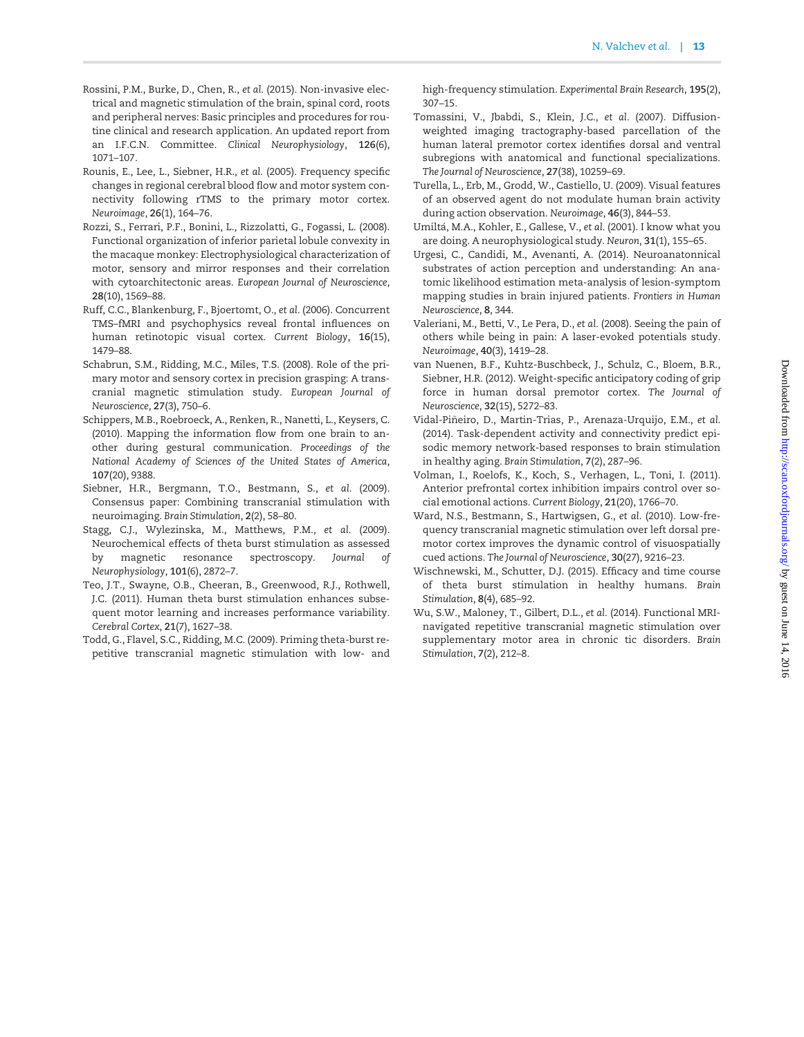Rossini, P.M., Burke, D., Chen, R., *et al.* (2015). Non-invasive electrical and magnetic stimulation of the brain, spinal cord, roots and peripheral nerves: Basic principles and procedures for routine clinical and research application. An updated report from an I.F.C.N. Committee. *Clinical Neurophysiology*, **126**(6), 1071–107.

Rounis, E., Lee, L., Siebner, H.R., *et al.* (2005). Frequency specific changes in regional cerebral blood flow and motor system connectivity following rTMS to the primary motor cortex. *Neuroimage*, **26**(1), 164–76.

Rozzi, S., Ferrari, P.F., Bonini, L., Rizzolatti, G., Fogassi, L. (2008). Functional organization of inferior parietal lobule convexity in the macaque monkey: Electrophysiological characterization of motor, sensory and mirror responses and their correlation with cytoarchitectonic areas. *European Journal of Neuroscience*, **28**(10), 1569–88.

Ruff, C.C., Blankenburg, F., Bjoertomt, O., *et al.* (2006). Concurrent TMS–fMRI and psychophysics reveal frontal influences on human retinotopic visual cortex. *Current Biology*, **16**(15), 1479–88.

Schabrun, S.M., Ridding, M.C., Miles, T.S. (2008). Role of the primary motor and sensory cortex in precision grasping: A transcranial magnetic stimulation study. *European Journal of Neuroscience*, **27**(3), 750–6.

Schippers, M.B., Roebroeck, A., Renken, R., Nanetti, L., Keysers, C. (2010). Mapping the information flow from one brain to another during gestural communication. *Proceedings of the National Academy of Sciences of the United States of America*, **107**(20), 9388.

Siebner, H.R., Bergmann, T.O., Bestmann, S., *et al.* (2009). Consensus paper: Combining transcranial stimulation with neuroimaging. *Brain Stimulation*, **2**(2), 58–80.

Stagg, C.J., Wylezinska, M., Matthews, P.M., *et al.* (2009). Neurochemical effects of theta burst stimulation as assessed by magnetic resonance spectroscopy. *Journal of Neurophysiology*, **101**(6), 2872–7.

Teo, J.T., Swayne, O.B., Cheeran, B., Greenwood, R.J., Rothwell, J.C. (2011). Human theta burst stimulation enhances subsequent motor learning and increases performance variability. *Cerebral Cortex*, **21**(7), 1627–38.

Todd, G., Flavel, S.C., Ridding, M.C. (2009). Priming theta-burst repetitive transcranial magnetic stimulation with low- and high-frequency stimulation. *Experimental Brain Research*, **195**(2), 307–15.

Tomassini, V., Jbabdi, S., Klein, J.C., *et al.* (2007). Diffusion-weighted imaging tractography-based parcellation of the human lateral premotor cortex identifies dorsal and ventral subregions with anatomical and functional specializations. *The Journal of Neuroscience*, **27**(38), 10259–69.

Turella, L., Erb, M., Grodd, W., Castiello, U. (2009). Visual features of an observed agent do not modulate human brain activity during action observation. *Neuroimage*, **46**(3), 844–53.

Umiltá, M.A., Kohler, E., Gallese, V., *et al.* (2001). I know what you are doing. A neurophysiological study. *Neuron*, **31**(1), 155–65.

Urgesi, C., Candidi, M., Avenanti, A. (2014). Neuroanatonnical substrates of action perception and understanding: An anatomic likelihood estimation meta-analysis of lesion-symptom mapping studies in brain injured patients. *Frontiers in Human Neuroscience*, **8**, 344.

Valeriani, M., Betti, V., Le Pera, D., *et al.* (2008). Seeing the pain of others while being in pain: A laser-evoked potentials study. *Neuroimage*, **40**(3), 1419–28.

van Nuenen, B.F., Kuhtz-Buschbeck, J., Schulz, C., Bloem, B.R., Siebner, H.R. (2012). Weight-specific anticipatory coding of grip force in human dorsal premotor cortex. *The Journal of Neuroscience*, **32**(15), 5272–83.

Vidal-Piñeiro, D., Martin-Trias, P., Arenaza-Urquijo, E.M., *et al.* (2014). Task-dependent activity and connectivity predict episodic memory network-based responses to brain stimulation in healthy aging. *Brain Stimulation*, **7**(2), 287–96.

Volman, I., Roelofs, K., Koch, S., Verhagen, L., Toni, I. (2011). Anterior prefrontal cortex inhibition impairs control over social emotional actions. *Current Biology*, **21**(20), 1766–70.

Ward, N.S., Bestmann, S., Hartwigsen, G., *et al.* (2010). Low-frequency transcranial magnetic stimulation over left dorsal premotor cortex improves the dynamic control of visuospatially cued actions. *The Journal of Neuroscience*, **30**(27), 9216–23.

Wischnewski, M., Schutter, D.J. (2015). Efficacy and time course of theta burst stimulation in healthy humans. *Brain Stimulation*, **8**(4), 685–92.

Wu, S.W., Maloney, T., Gilbert, D.L., *et al.* (2014). Functional MRI-navigated repetitive transcranial magnetic stimulation over supplementary motor area in chronic tic disorders. *Brain Stimulation*, **7**(2), 212–8.